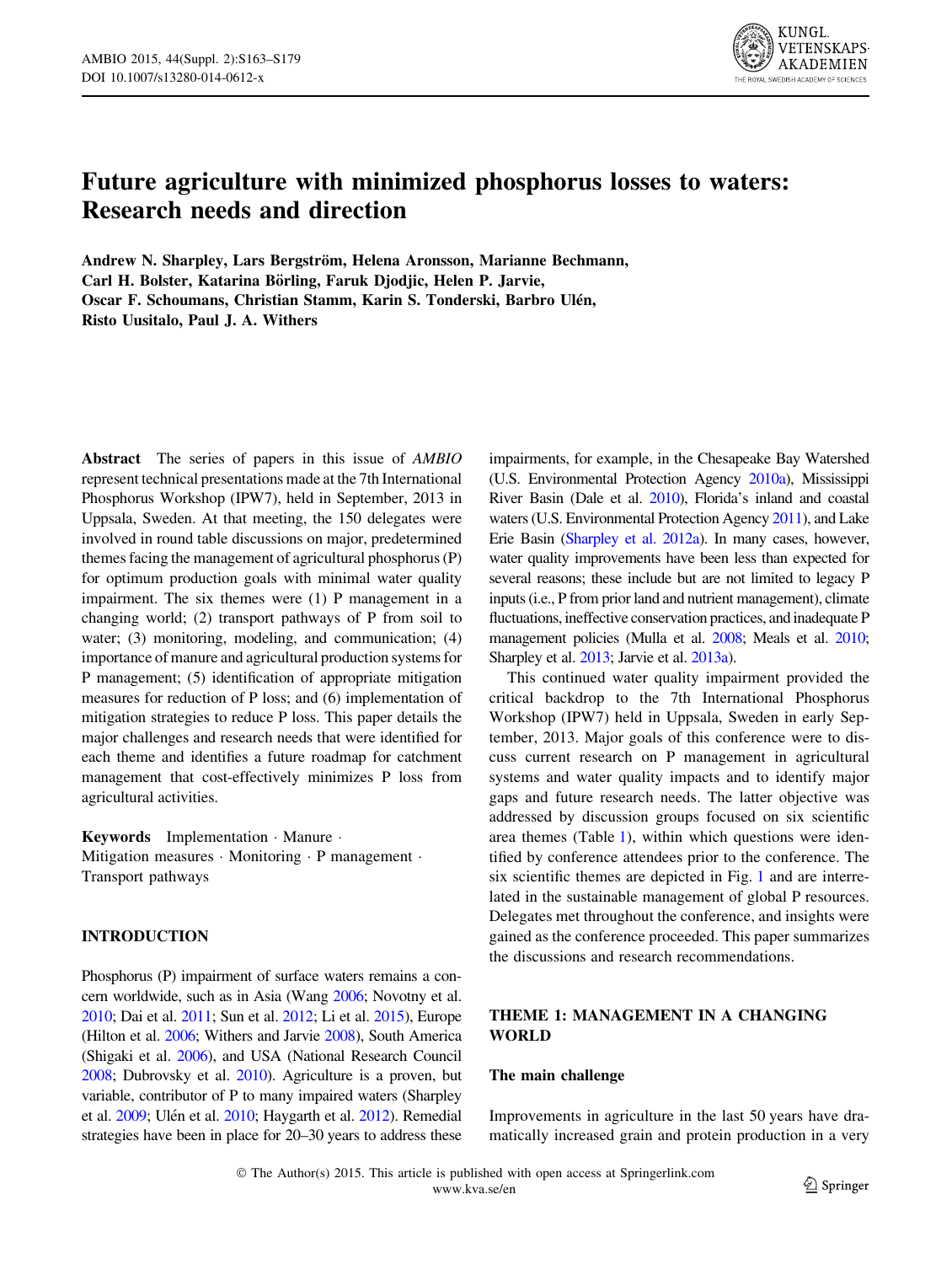# Future agriculture with minimized phosphorus losses to waters: Research needs and direction

**Andrew N. Sharpley, Lars Bergström, Helena Aronsson, Marianne Bechmann, Carl H. Bolster, Katarina Börling, Faruk Djodjic, Helen P. Jarvie, Oscar F. Schoumans, Christian Stamm, Karin S. Tonderski, Barbro Ulén, Risto Uusitalo, Paul J. A. Withers**

**Abstract** The series of papers in this issue of *AMBIO* represent technical presentations made at the 7th International Phosphorus Workshop (IPW7), held in September, 2013 in Uppsala, Sweden. At that meeting, the 150 delegates were involved in round table discussions on major, predetermined themes facing the management of agricultural phosphorus (P) for optimum production goals with minimal water quality impairment. The six themes were (1) P management in a changing world; (2) transport pathways of P from soil to water; (3) monitoring, modeling, and communication; (4) importance of manure and agricultural production systems for P management; (5) identification of appropriate mitigation measures for reduction of P loss; and (6) implementation of mitigation strategies to reduce P loss. This paper details the major challenges and research needs that were identified for each theme and identifies a future roadmap for catchment management that cost-effectively minimizes P loss from agricultural activities.

**Keywords** Implementation · Manure · Mitigation measures · Monitoring · P management · Transport pathways

## INTRODUCTION

Phosphorus (P) impairment of surface waters remains a concern worldwide, such as in Asia (Wang 2006; Novotny et al. 2010; Dai et al. 2011; Sun et al. 2012; Li et al. 2015), Europe (Hilton et al. 2006; Withers and Jarvie 2008), South America (Shigaki et al. 2006), and USA (National Research Council 2008; Dubrovsky et al. 2010). Agriculture is a proven, but variable, contributor of P to many impaired waters (Sharpley et al. 2009; Ulén et al. 2010; Haygarth et al. 2012). Remedial strategies have been in place for 20–30 years to address these impairments, for example, in the Chesapeake Bay Watershed (U.S. Environmental Protection Agency 2010a), Mississippi River Basin (Dale et al. 2010), Florida's inland and coastal waters (U.S. Environmental Protection Agency 2011), and Lake Erie Basin (Sharpley et al. 2012a). In many cases, however, water quality improvements have been less than expected for several reasons; these include but are not limited to legacy P inputs (i.e., P from prior land and nutrient management), climate fluctuations, ineffective conservation practices, and inadequate P management policies (Mulla et al. 2008; Meals et al. 2010; Sharpley et al. 2013; Jarvie et al. 2013a).

This continued water quality impairment provided the critical backdrop to the 7th International Phosphorus Workshop (IPW7) held in Uppsala, Sweden in early September, 2013. Major goals of this conference were to discuss current research on P management in agricultural systems and water quality impacts and to identify major gaps and future research needs. The latter objective was addressed by discussion groups focused on six scientific area themes (Table 1), within which questions were identified by conference attendees prior to the conference. The six scientific themes are depicted in Fig. 1 and are interrelated in the sustainable management of global P resources. Delegates met throughout the conference, and insights were gained as the conference proceeded. This paper summarizes the discussions and research recommendations.

## THEME 1: MANAGEMENT IN A CHANGING WORLD

### The main challenge

Improvements in agriculture in the last 50 years have dramatically increased grain and protein production in a very

© The Author(s) 2015. This article is published with open access at Springerlink.com
www.kva.se/en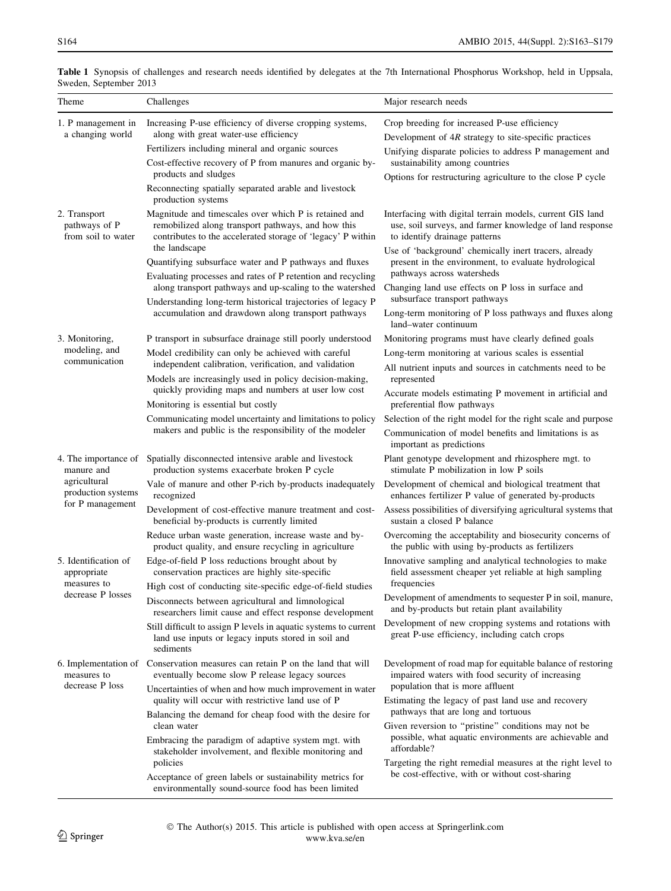**Table 1** Synopsis of challenges and research needs identified by delegates at the 7th International Phosphorus Workshop, held in Uppsala, Sweden, September 2013

| Theme | Challenges | Major research needs |
|---|---|---|
| 1. P management in a changing world | Increasing P-use efficiency of diverse cropping systems, along with great water-use efficiency<br>Fertilizers including mineral and organic sources<br>Cost-effective recovery of P from manures and organic by-products and sludges<br>Reconnecting spatially separated arable and livestock production systems | Crop breeding for increased P-use efficiency<br>Development of 4*R* strategy to site-specific practices<br>Unifying disparate policies to address P management and sustainability among countries<br>Options for restructuring agriculture to the close P cycle |
| 2. Transport pathways of P from soil to water | Magnitude and timescales over which P is retained and remobilized along transport pathways, and how this contributes to the accelerated storage of 'legacy' P within the landscape<br>Quantifying subsurface water and P pathways and fluxes<br>Evaluating processes and rates of P retention and recycling along transport pathways and up-scaling to the watershed<br>Understanding long-term historical trajectories of legacy P accumulation and drawdown along transport pathways | Interfacing with digital terrain models, current GIS land use, soil surveys, and farmer knowledge of land response to identify drainage patterns<br>Use of 'background' chemically inert tracers, already present in the environment, to evaluate hydrological pathways across watersheds<br>Changing land use effects on P loss in surface and subsurface transport pathways<br>Long-term monitoring of P loss pathways and fluxes along land–water continuum |
| 3. Monitoring, modeling, and communication | P transport in subsurface drainage still poorly understood<br>Model credibility can only be achieved with careful independent calibration, verification, and validation<br>Models are increasingly used in policy decision-making, quickly providing maps and numbers at user low cost<br>Monitoring is essential but costly<br>Communicating model uncertainty and limitations to policy makers and public is the responsibility of the modeler | Monitoring programs must have clearly defined goals<br>Long-term monitoring at various scales is essential<br>All nutrient inputs and sources in catchments need to be represented<br>Accurate models estimating P movement in artificial and preferential flow pathways<br>Selection of the right model for the right scale and purpose<br>Communication of model benefits and limitations is as important as predictions |
| 4. The importance of manure and agricultural production systems for P management | Spatially disconnected intensive arable and livestock production systems exacerbate broken P cycle<br>Vale of manure and other P-rich by-products inadequately recognized<br>Development of cost-effective manure treatment and cost-beneficial by-products is currently limited<br>Reduce urban waste generation, increase waste and by-product quality, and ensure recycling in agriculture | Plant genotype development and rhizosphere mgt. to stimulate P mobilization in low P soils<br>Development of chemical and biological treatment that enhances fertilizer P value of generated by-products<br>Assess possibilities of diversifying agricultural systems that sustain a closed P balance<br>Overcoming the acceptability and biosecurity concerns of the public with using by-products as fertilizers |
| 5. Identification of appropriate measures to decrease P losses | Edge-of-field P loss reductions brought about by conservation practices are highly site-specific<br>High cost of conducting site-specific edge-of-field studies<br>Disconnects between agricultural and limnological researchers limit cause and effect response development<br>Still difficult to assign P levels in aquatic systems to current land use inputs or legacy inputs stored in soil and sediments | Innovative sampling and analytical technologies to make field assessment cheaper yet reliable at high sampling frequencies<br>Development of amendments to sequester P in soil, manure, and by-products but retain plant availability<br>Development of new cropping systems and rotations with great P-use efficiency, including catch crops |
| 6. Implementation of measures to decrease P loss | Conservation measures can retain P on the land that will eventually become slow P release legacy sources<br>Uncertainties of when and how much improvement in water quality will occur with restrictive land use of P<br>Balancing the demand for cheap food with the desire for clean water<br>Embracing the paradigm of adaptive system mgt. with stakeholder involvement, and flexible monitoring and policies<br>Acceptance of green labels or sustainability metrics for environmentally sound-source food has been limited | Development of road map for equitable balance of restoring impaired waters with food security of increasing population that is more affluent<br>Estimating the legacy of past land use and recovery pathways that are long and tortuous<br>Given reversion to "pristine" conditions may not be possible, what aquatic environments are achievable and affordable?<br>Targeting the right remedial measures at the right level to be cost-effective, with or without cost-sharing |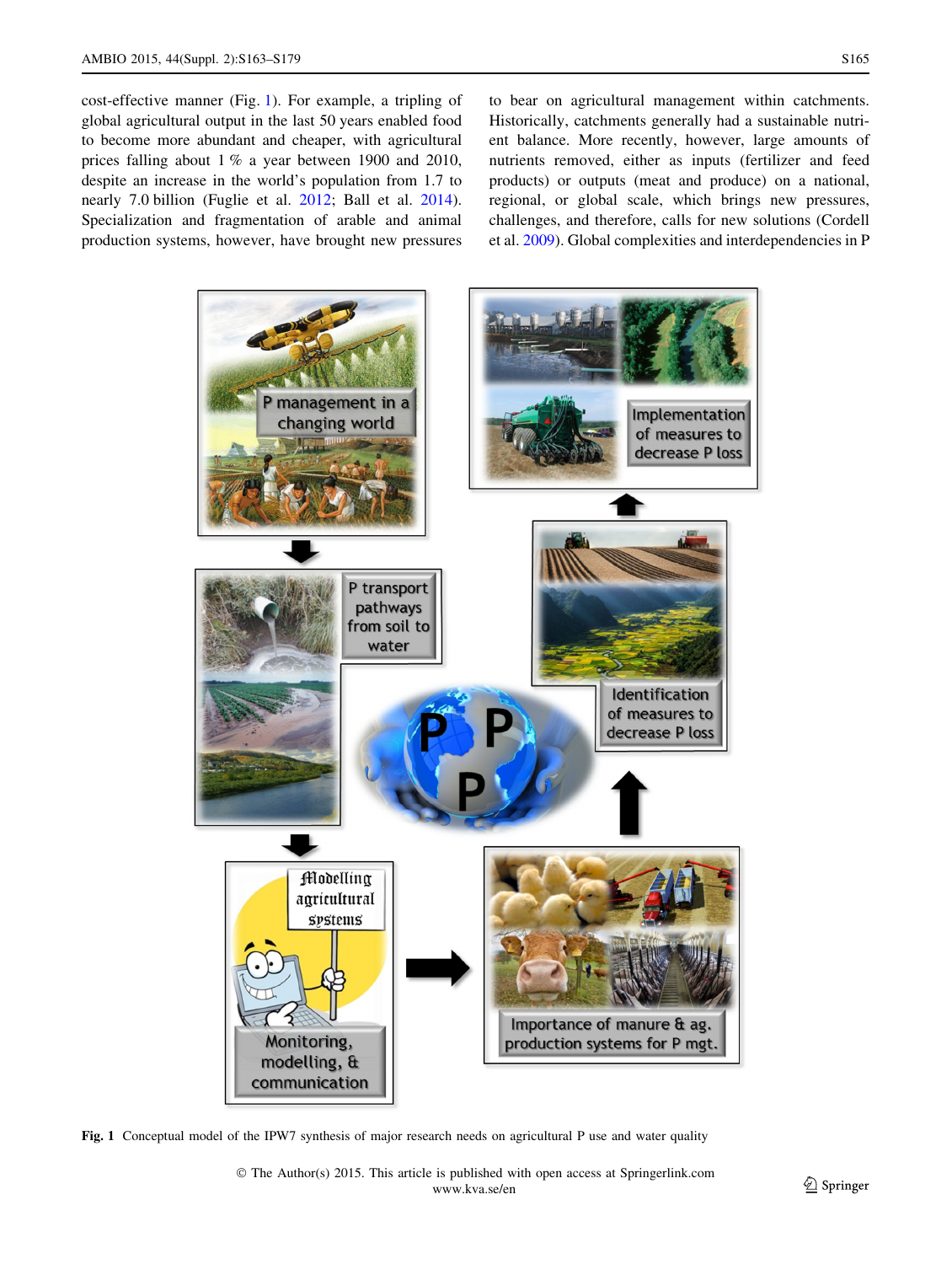cost-effective manner (Fig. 1). For example, a tripling of global agricultural output in the last 50 years enabled food to become more abundant and cheaper, with agricultural prices falling about 1 % a year between 1900 and 2010, despite an increase in the world's population from 1.7 to nearly 7.0 billion (Fuglie et al. 2012; Ball et al. 2014). Specialization and fragmentation of arable and animal production systems, however, have brought new pressures to bear on agricultural management within catchments. Historically, catchments generally had a sustainable nutrient balance. More recently, however, large amounts of nutrients removed, either as inputs (fertilizer and feed products) or outputs (meat and produce) on a national, regional, or global scale, which brings new pressures, challenges, and therefore, calls for new solutions (Cordell et al. 2009). Global complexities and interdependencies in P

**Fig. 1** Conceptual model of the IPW7 synthesis of major research needs on agricultural P use and water quality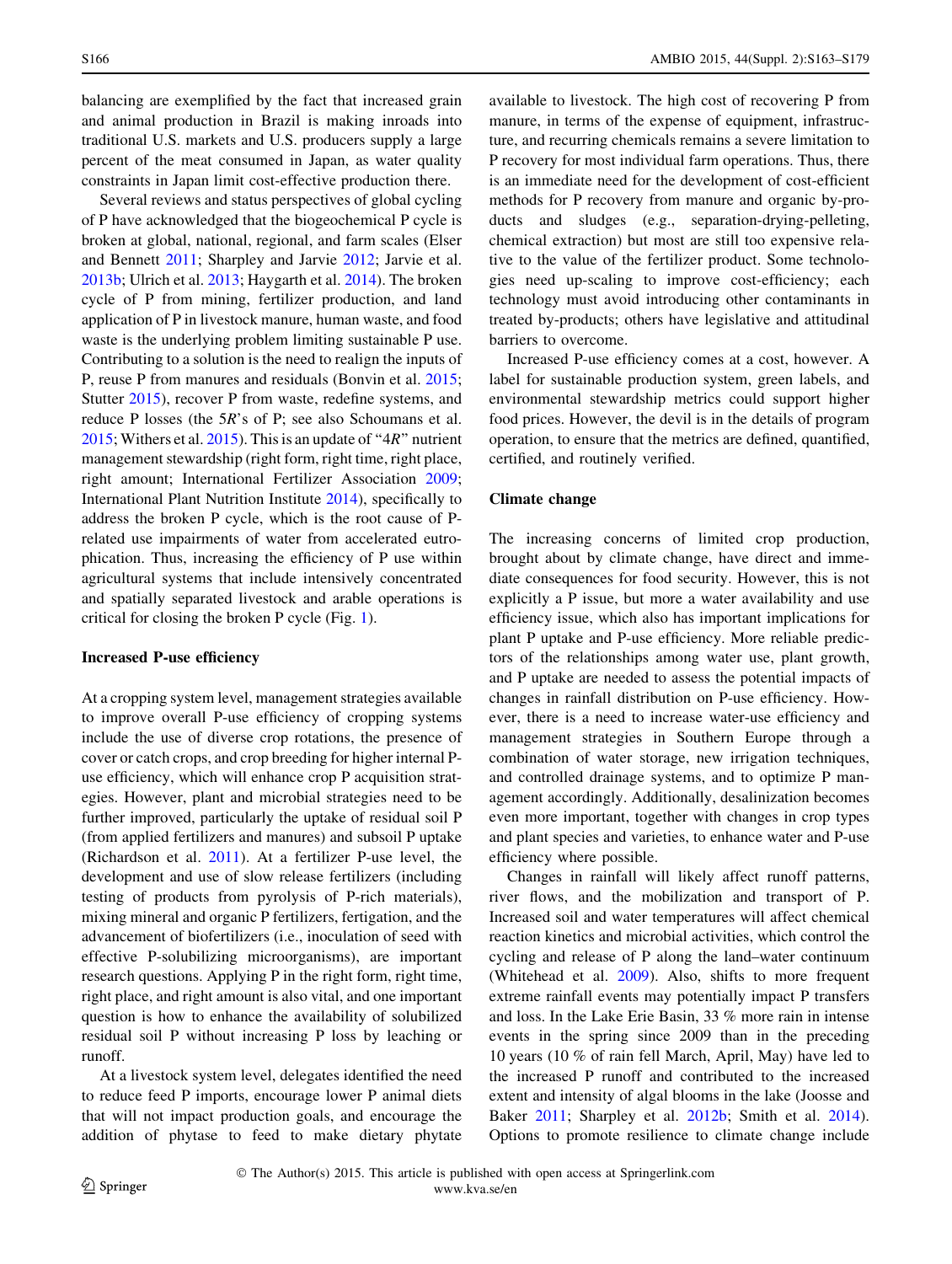balancing are exemplified by the fact that increased grain and animal production in Brazil is making inroads into traditional U.S. markets and U.S. producers supply a large percent of the meat consumed in Japan, as water quality constraints in Japan limit cost-effective production there.

Several reviews and status perspectives of global cycling of P have acknowledged that the biogeochemical P cycle is broken at global, national, regional, and farm scales (Elser and Bennett 2011; Sharpley and Jarvie 2012; Jarvie et al. 2013b; Ulrich et al. 2013; Haygarth et al. 2014). The broken cycle of P from mining, fertilizer production, and land application of P in livestock manure, human waste, and food waste is the underlying problem limiting sustainable P use. Contributing to a solution is the need to realign the inputs of P, reuse P from manures and residuals (Bonvin et al. 2015; Stutter 2015), recover P from waste, redefine systems, and reduce P losses (the 5*R*'s of P; see also Schoumans et al. 2015; Withers et al. 2015). This is an update of "4*R*" nutrient management stewardship (right form, right time, right place, right amount; International Fertilizer Association 2009; International Plant Nutrition Institute 2014), specifically to address the broken P cycle, which is the root cause of P-related use impairments of water from accelerated eutrophication. Thus, increasing the efficiency of P use within agricultural systems that include intensively concentrated and spatially separated livestock and arable operations is critical for closing the broken P cycle (Fig. 1).

### Increased P-use efficiency

At a cropping system level, management strategies available to improve overall P-use efficiency of cropping systems include the use of diverse crop rotations, the presence of cover or catch crops, and crop breeding for higher internal P-use efficiency, which will enhance crop P acquisition strategies. However, plant and microbial strategies need to be further improved, particularly the uptake of residual soil P (from applied fertilizers and manures) and subsoil P uptake (Richardson et al. 2011). At a fertilizer P-use level, the development and use of slow release fertilizers (including testing of products from pyrolysis of P-rich materials), mixing mineral and organic P fertilizers, fertigation, and the advancement of biofertilizers (i.e., inoculation of seed with effective P-solubilizing microorganisms), are important research questions. Applying P in the right form, right time, right place, and right amount is also vital, and one important question is how to enhance the availability of solubilized residual soil P without increasing P loss by leaching or runoff.

At a livestock system level, delegates identified the need to reduce feed P imports, encourage lower P animal diets that will not impact production goals, and encourage the addition of phytase to feed to make dietary phytate available to livestock. The high cost of recovering P from manure, in terms of the expense of equipment, infrastructure, and recurring chemicals remains a severe limitation to P recovery for most individual farm operations. Thus, there is an immediate need for the development of cost-efficient methods for P recovery from manure and organic by-products and sludges (e.g., separation-drying-pelleting, chemical extraction) but most are still too expensive relative to the value of the fertilizer product. Some technologies need up-scaling to improve cost-efficiency; each technology must avoid introducing other contaminants in treated by-products; others have legislative and attitudinal barriers to overcome.

Increased P-use efficiency comes at a cost, however. A label for sustainable production system, green labels, and environmental stewardship metrics could support higher food prices. However, the devil is in the details of program operation, to ensure that the metrics are defined, quantified, certified, and routinely verified.

### Climate change

The increasing concerns of limited crop production, brought about by climate change, have direct and immediate consequences for food security. However, this is not explicitly a P issue, but more a water availability and use efficiency issue, which also has important implications for plant P uptake and P-use efficiency. More reliable predictors of the relationships among water use, plant growth, and P uptake are needed to assess the potential impacts of changes in rainfall distribution on P-use efficiency. However, there is a need to increase water-use efficiency and management strategies in Southern Europe through a combination of water storage, new irrigation techniques, and controlled drainage systems, and to optimize P management accordingly. Additionally, desalinization becomes even more important, together with changes in crop types and plant species and varieties, to enhance water and P-use efficiency where possible.

Changes in rainfall will likely affect runoff patterns, river flows, and the mobilization and transport of P. Increased soil and water temperatures will affect chemical reaction kinetics and microbial activities, which control the cycling and release of P along the land–water continuum (Whitehead et al. 2009). Also, shifts to more frequent extreme rainfall events may potentially impact P transfers and loss. In the Lake Erie Basin, 33 % more rain in intense events in the spring since 2009 than in the preceding 10 years (10 % of rain fell March, April, May) have led to the increased P runoff and contributed to the increased extent and intensity of algal blooms in the lake (Joosse and Baker 2011; Sharpley et al. 2012b; Smith et al. 2014). Options to promote resilience to climate change include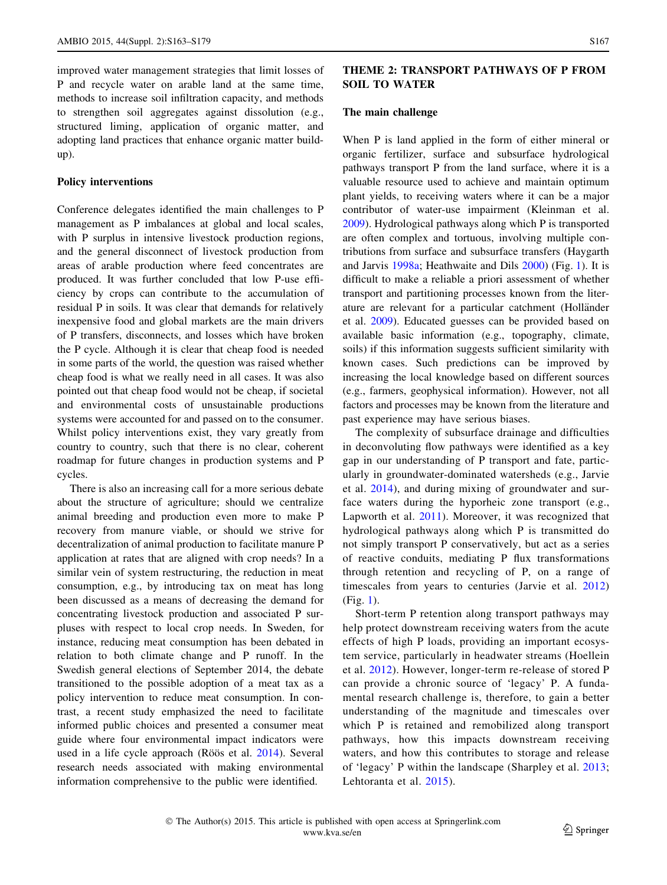improved water management strategies that limit losses of P and recycle water on arable land at the same time, methods to increase soil infiltration capacity, and methods to strengthen soil aggregates against dissolution (e.g., structured liming, application of organic matter, and adopting land practices that enhance organic matter build-up).

### Policy interventions

Conference delegates identified the main challenges to P management as P imbalances at global and local scales, with P surplus in intensive livestock production regions, and the general disconnect of livestock production from areas of arable production where feed concentrates are produced. It was further concluded that low P-use efficiency by crops can contribute to the accumulation of residual P in soils. It was clear that demands for relatively inexpensive food and global markets are the main drivers of P transfers, disconnects, and losses which have broken the P cycle. Although it is clear that cheap food is needed in some parts of the world, the question was raised whether cheap food is what we really need in all cases. It was also pointed out that cheap food would not be cheap, if societal and environmental costs of unsustainable productions systems were accounted for and passed on to the consumer. Whilst policy interventions exist, they vary greatly from country to country, such that there is no clear, coherent roadmap for future changes in production systems and P cycles.

There is also an increasing call for a more serious debate about the structure of agriculture; should we centralize animal breeding and production even more to make P recovery from manure viable, or should we strive for decentralization of animal production to facilitate manure P application at rates that are aligned with crop needs? In a similar vein of system restructuring, the reduction in meat consumption, e.g., by introducing tax on meat has long been discussed as a means of decreasing the demand for concentrating livestock production and associated P surpluses with respect to local crop needs. In Sweden, for instance, reducing meat consumption has been debated in relation to both climate change and P runoff. In the Swedish general elections of September 2014, the debate transitioned to the possible adoption of a meat tax as a policy intervention to reduce meat consumption. In contrast, a recent study emphasized the need to facilitate informed public choices and presented a consumer meat guide where four environmental impact indicators were used in a life cycle approach (Röös et al. 2014). Several research needs associated with making environmental information comprehensive to the public were identified.

## THEME 2: TRANSPORT PATHWAYS OF P FROM SOIL TO WATER

### The main challenge

When P is land applied in the form of either mineral or organic fertilizer, surface and subsurface hydrological pathways transport P from the land surface, where it is a valuable resource used to achieve and maintain optimum plant yields, to receiving waters where it can be a major contributor of water-use impairment (Kleinman et al. 2009). Hydrological pathways along which P is transported are often complex and tortuous, involving multiple contributions from surface and subsurface transfers (Haygarth and Jarvis 1998a; Heathwaite and Dils 2000) (Fig. 1). It is difficult to make a reliable a priori assessment of whether transport and partitioning processes known from the literature are relevant for a particular catchment (Holländer et al. 2009). Educated guesses can be provided based on available basic information (e.g., topography, climate, soils) if this information suggests sufficient similarity with known cases. Such predictions can be improved by increasing the local knowledge based on different sources (e.g., farmers, geophysical information). However, not all factors and processes may be known from the literature and past experience may have serious biases.

The complexity of subsurface drainage and difficulties in deconvoluting flow pathways were identified as a key gap in our understanding of P transport and fate, particularly in groundwater-dominated watersheds (e.g., Jarvie et al. 2014), and during mixing of groundwater and surface waters during the hyporheic zone transport (e.g., Lapworth et al. 2011). Moreover, it was recognized that hydrological pathways along which P is transmitted do not simply transport P conservatively, but act as a series of reactive conduits, mediating P flux transformations through retention and recycling of P, on a range of timescales from years to centuries (Jarvie et al. 2012) (Fig. 1).

Short-term P retention along transport pathways may help protect downstream receiving waters from the acute effects of high P loads, providing an important ecosystem service, particularly in headwater streams (Hoellein et al. 2012). However, longer-term re-release of stored P can provide a chronic source of 'legacy' P. A fundamental research challenge is, therefore, to gain a better understanding of the magnitude and timescales over which P is retained and remobilized along transport pathways, how this impacts downstream receiving waters, and how this contributes to storage and release of 'legacy' P within the landscape (Sharpley et al. 2013; Lehtoranta et al. 2015).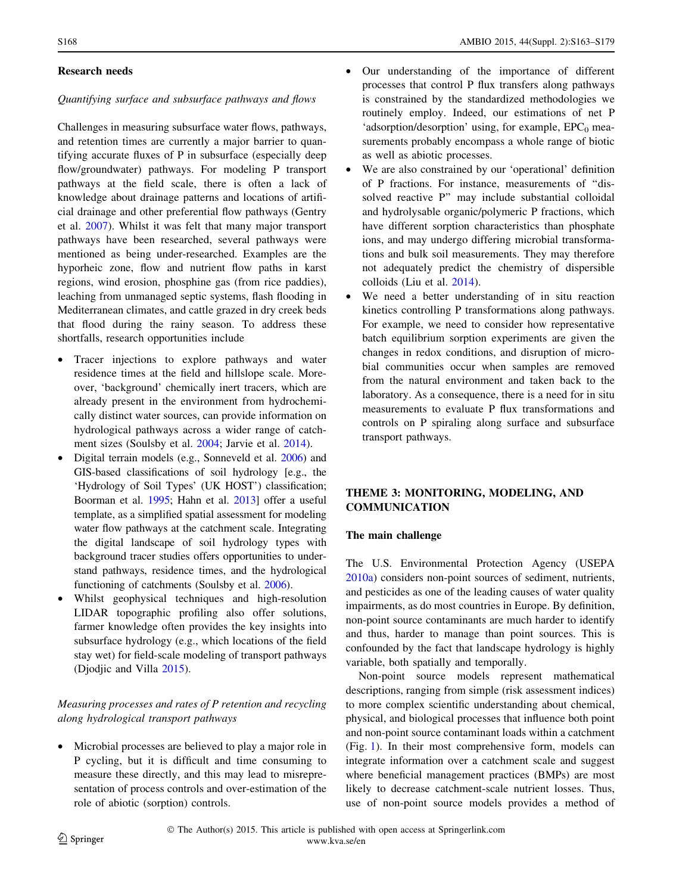## Research needs

*Quantifying surface and subsurface pathways and flows*

Challenges in measuring subsurface water flows, pathways, and retention times are currently a major barrier to quantifying accurate fluxes of P in subsurface (especially deep flow/groundwater) pathways. For modeling P transport pathways at the field scale, there is often a lack of knowledge about drainage patterns and locations of artificial drainage and other preferential flow pathways (Gentry et al. 2007). Whilst it was felt that many major transport pathways have been researched, several pathways were mentioned as being under-researched. Examples are the hyporheic zone, flow and nutrient flow paths in karst regions, wind erosion, phosphine gas (from rice paddies), leaching from unmanaged septic systems, flash flooding in Mediterranean climates, and cattle grazed in dry creek beds that flood during the rainy season. To address these shortfalls, research opportunities include

- Tracer injections to explore pathways and water residence times at the field and hillslope scale. Moreover, 'background' chemically inert tracers, which are already present in the environment from hydrochemically distinct water sources, can provide information on hydrological pathways across a wider range of catchment sizes (Soulsby et al. 2004; Jarvie et al. 2014).
- Digital terrain models (e.g., Sonneveld et al. 2006) and GIS-based classifications of soil hydrology [e.g., the 'Hydrology of Soil Types' (UK HOST') classification; Boorman et al. 1995; Hahn et al. 2013] offer a useful template, as a simplified spatial assessment for modeling water flow pathways at the catchment scale. Integrating the digital landscape of soil hydrology types with background tracer studies offers opportunities to understand pathways, residence times, and the hydrological functioning of catchments (Soulsby et al. 2006).
- Whilst geophysical techniques and high-resolution LIDAR topographic profiling also offer solutions, farmer knowledge often provides the key insights into subsurface hydrology (e.g., which locations of the field stay wet) for field-scale modeling of transport pathways (Djodjic and Villa 2015).

*Measuring processes and rates of P retention and recycling along hydrological transport pathways*

- Microbial processes are believed to play a major role in P cycling, but it is difficult and time consuming to measure these directly, and this may lead to misrepresentation of process controls and over-estimation of the role of abiotic (sorption) controls.
- Our understanding of the importance of different processes that control P flux transfers along pathways is constrained by the standardized methodologies we routinely employ. Indeed, our estimations of net P 'adsorption/desorption' using, for example, $EPC_0$ measurements probably encompass a whole range of biotic as well as abiotic processes.
- We are also constrained by our 'operational' definition of P fractions. For instance, measurements of "dissolved reactive P" may include substantial colloidal and hydrolysable organic/polymeric P fractions, which have different sorption characteristics than phosphate ions, and may undergo differing microbial transformations and bulk soil measurements. They may therefore not adequately predict the chemistry of dispersible colloids (Liu et al. 2014).
- We need a better understanding of in situ reaction kinetics controlling P transformations along pathways. For example, we need to consider how representative batch equilibrium sorption experiments are given the changes in redox conditions, and disruption of microbial communities occur when samples are removed from the natural environment and taken back to the laboratory. As a consequence, there is a need for in situ measurements to evaluate P flux transformations and controls on P spiraling along surface and subsurface transport pathways.

# THEME 3: MONITORING, MODELING, AND COMMUNICATION

## The main challenge

The U.S. Environmental Protection Agency (USEPA 2010a) considers non-point sources of sediment, nutrients, and pesticides as one of the leading causes of water quality impairments, as do most countries in Europe. By definition, non-point source contaminants are much harder to identify and thus, harder to manage than point sources. This is confounded by the fact that landscape hydrology is highly variable, both spatially and temporally.

Non-point source models represent mathematical descriptions, ranging from simple (risk assessment indices) to more complex scientific understanding about chemical, physical, and biological processes that influence both point and non-point source contaminant loads within a catchment (Fig. 1). In their most comprehensive form, models can integrate information over a catchment scale and suggest where beneficial management practices (BMPs) are most likely to decrease catchment-scale nutrient losses. Thus, use of non-point source models provides a method of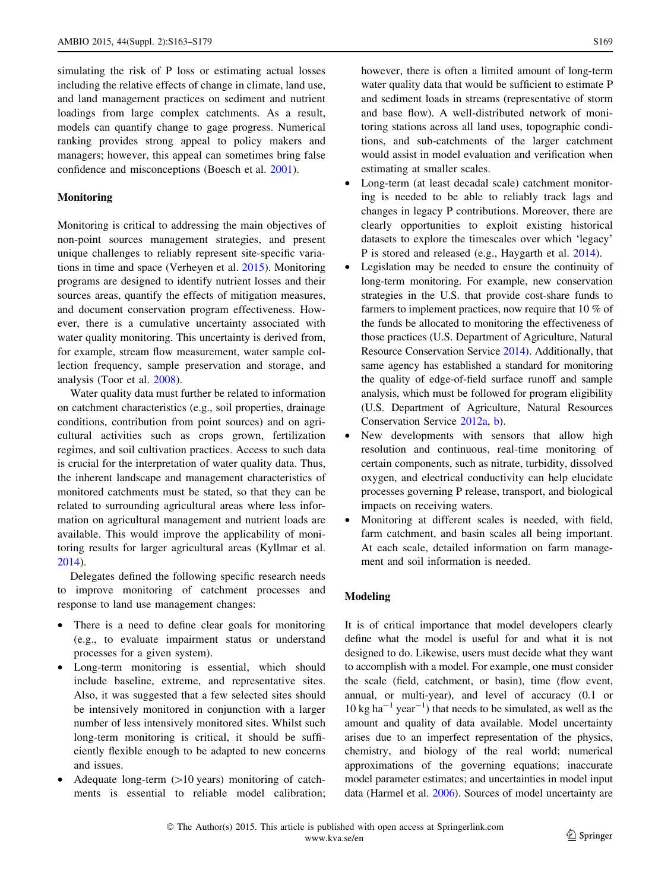simulating the risk of P loss or estimating actual losses including the relative effects of change in climate, land use, and land management practices on sediment and nutrient loadings from large complex catchments. As a result, models can quantify change to gage progress. Numerical ranking provides strong appeal to policy makers and managers; however, this appeal can sometimes bring false confidence and misconceptions (Boesch et al. 2001).

## Monitoring

Monitoring is critical to addressing the main objectives of non-point sources management strategies, and present unique challenges to reliably represent site-specific variations in time and space (Verheyen et al. 2015). Monitoring programs are designed to identify nutrient losses and their sources areas, quantify the effects of mitigation measures, and document conservation program effectiveness. However, there is a cumulative uncertainty associated with water quality monitoring. This uncertainty is derived from, for example, stream flow measurement, water sample collection frequency, sample preservation and storage, and analysis (Toor et al. 2008).

Water quality data must further be related to information on catchment characteristics (e.g., soil properties, drainage conditions, contribution from point sources) and on agricultural activities such as crops grown, fertilization regimes, and soil cultivation practices. Access to such data is crucial for the interpretation of water quality data. Thus, the inherent landscape and management characteristics of monitored catchments must be stated, so that they can be related to surrounding agricultural areas where less information on agricultural management and nutrient loads are available. This would improve the applicability of monitoring results for larger agricultural areas (Kyllmar et al. 2014).

Delegates defined the following specific research needs to improve monitoring of catchment processes and response to land use management changes:

- There is a need to define clear goals for monitoring (e.g., to evaluate impairment status or understand processes for a given system).
- Long-term monitoring is essential, which should include baseline, extreme, and representative sites. Also, it was suggested that a few selected sites should be intensively monitored in conjunction with a larger number of less intensively monitored sites. Whilst such long-term monitoring is critical, it should be sufficiently flexible enough to be adapted to new concerns and issues.
- Adequate long-term (>10 years) monitoring of catchments is essential to reliable model calibration; however, there is often a limited amount of long-term water quality data that would be sufficient to estimate P and sediment loads in streams (representative of storm and base flow). A well-distributed network of monitoring stations across all land uses, topographic conditions, and sub-catchments of the larger catchment would assist in model evaluation and verification when estimating at smaller scales.
- Long-term (at least decadal scale) catchment monitoring is needed to be able to reliably track lags and changes in legacy P contributions. Moreover, there are clearly opportunities to exploit existing historical datasets to explore the timescales over which 'legacy' P is stored and released (e.g., Haygarth et al. 2014).
- Legislation may be needed to ensure the continuity of long-term monitoring. For example, new conservation strategies in the U.S. that provide cost-share funds to farmers to implement practices, now require that 10 % of the funds be allocated to monitoring the effectiveness of those practices (U.S. Department of Agriculture, Natural Resource Conservation Service 2014). Additionally, that same agency has established a standard for monitoring the quality of edge-of-field surface runoff and sample analysis, which must be followed for program eligibility (U.S. Department of Agriculture, Natural Resources Conservation Service 2012a, b).
- New developments with sensors that allow high resolution and continuous, real-time monitoring of certain components, such as nitrate, turbidity, dissolved oxygen, and electrical conductivity can help elucidate processes governing P release, transport, and biological impacts on receiving waters.
- Monitoring at different scales is needed, with field, farm catchment, and basin scales all being important. At each scale, detailed information on farm management and soil information is needed.

## Modeling

It is of critical importance that model developers clearly define what the model is useful for and what it is not designed to do. Likewise, users must decide what they want to accomplish with a model. For example, one must consider the scale (field, catchment, or basin), time (flow event, annual, or multi-year), and level of accuracy (0.1 or 10 kg $ha^{-1}$ $year^{-1}$) that needs to be simulated, as well as the amount and quality of data available. Model uncertainty arises due to an imperfect representation of the physics, chemistry, and biology of the real world; numerical approximations of the governing equations; inaccurate model parameter estimates; and uncertainties in model input data (Harmel et al. 2006). Sources of model uncertainty are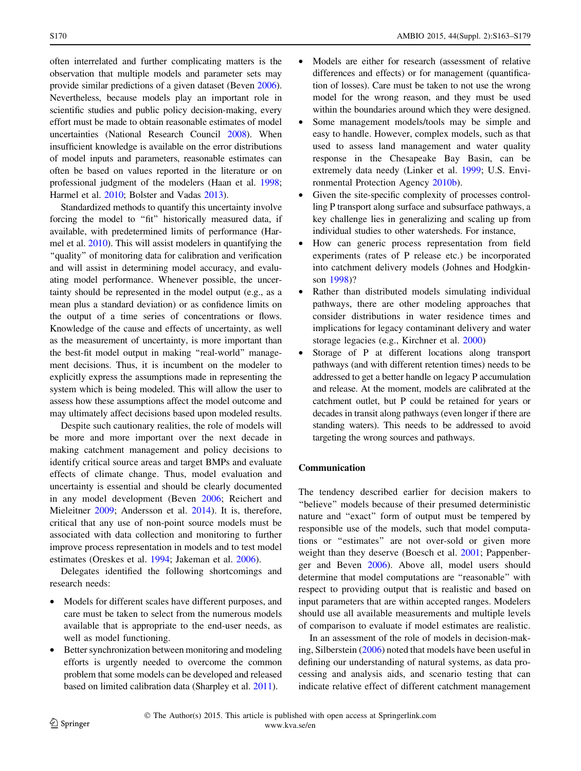often interrelated and further complicating matters is the observation that multiple models and parameter sets may provide similar predictions of a given dataset (Beven 2006). Nevertheless, because models play an important role in scientific studies and public policy decision-making, every effort must be made to obtain reasonable estimates of model uncertainties (National Research Council 2008). When insufficient knowledge is available on the error distributions of model inputs and parameters, reasonable estimates can often be based on values reported in the literature or on professional judgment of the modelers (Haan et al. 1998; Harmel et al. 2010; Bolster and Vadas 2013).

Standardized methods to quantify this uncertainty involve forcing the model to "fit" historically measured data, if available, with predetermined limits of performance (Harmel et al. 2010). This will assist modelers in quantifying the "quality" of monitoring data for calibration and verification and will assist in determining model accuracy, and evaluating model performance. Whenever possible, the uncertainty should be represented in the model output (e.g., as a mean plus a standard deviation) or as confidence limits on the output of a time series of concentrations or flows. Knowledge of the cause and effects of uncertainty, as well as the measurement of uncertainty, is more important than the best-fit model output in making "real-world" management decisions. Thus, it is incumbent on the modeler to explicitly express the assumptions made in representing the system which is being modeled. This will allow the user to assess how these assumptions affect the model outcome and may ultimately affect decisions based upon modeled results.

Despite such cautionary realities, the role of models will be more and more important over the next decade in making catchment management and policy decisions to identify critical source areas and target BMPs and evaluate effects of climate change. Thus, model evaluation and uncertainty is essential and should be clearly documented in any model development (Beven 2006; Reichert and Mieleitner 2009; Andersson et al. 2014). It is, therefore, critical that any use of non-point source models must be associated with data collection and monitoring to further improve process representation in models and to test model estimates (Oreskes et al. 1994; Jakeman et al. 2006).

Delegates identified the following shortcomings and research needs:

- Models for different scales have different purposes, and care must be taken to select from the numerous models available that is appropriate to the end-user needs, as well as model functioning.
- Better synchronization between monitoring and modeling efforts is urgently needed to overcome the common problem that some models can be developed and released based on limited calibration data (Sharpley et al. 2011).
- Models are either for research (assessment of relative differences and effects) or for management (quantification of losses). Care must be taken to not use the wrong model for the wrong reason, and they must be used within the boundaries around which they were designed.
- Some management models/tools may be simple and easy to handle. However, complex models, such as that used to assess land management and water quality response in the Chesapeake Bay Basin, can be extremely data needy (Linker et al. 1999; U.S. Environmental Protection Agency 2010b).
- Given the site-specific complexity of processes controlling P transport along surface and subsurface pathways, a key challenge lies in generalizing and scaling up from individual studies to other watersheds. For instance,
- How can generic process representation from field experiments (rates of P release etc.) be incorporated into catchment delivery models (Johnes and Hodgkinson 1998)?
- Rather than distributed models simulating individual pathways, there are other modeling approaches that consider distributions in water residence times and implications for legacy contaminant delivery and water storage legacies (e.g., Kirchner et al. 2000)
- Storage of P at different locations along transport pathways (and with different retention times) needs to be addressed to get a better handle on legacy P accumulation and release. At the moment, models are calibrated at the catchment outlet, but P could be retained for years or decades in transit along pathways (even longer if there are standing waters). This needs to be addressed to avoid targeting the wrong sources and pathways.

## Communication

The tendency described earlier for decision makers to "believe" models because of their presumed deterministic nature and "exact" form of output must be tempered by responsible use of the models, such that model computations or "estimates" are not over-sold or given more weight than they deserve (Boesch et al. 2001; Pappenberger and Beven 2006). Above all, model users should determine that model computations are "reasonable" with respect to providing output that is realistic and based on input parameters that are within accepted ranges. Modelers should use all available measurements and multiple levels of comparison to evaluate if model estimates are realistic.

In an assessment of the role of models in decision-making, Silberstein (2006) noted that models have been useful in defining our understanding of natural systems, as data processing and analysis aids, and scenario testing that can indicate relative effect of different catchment management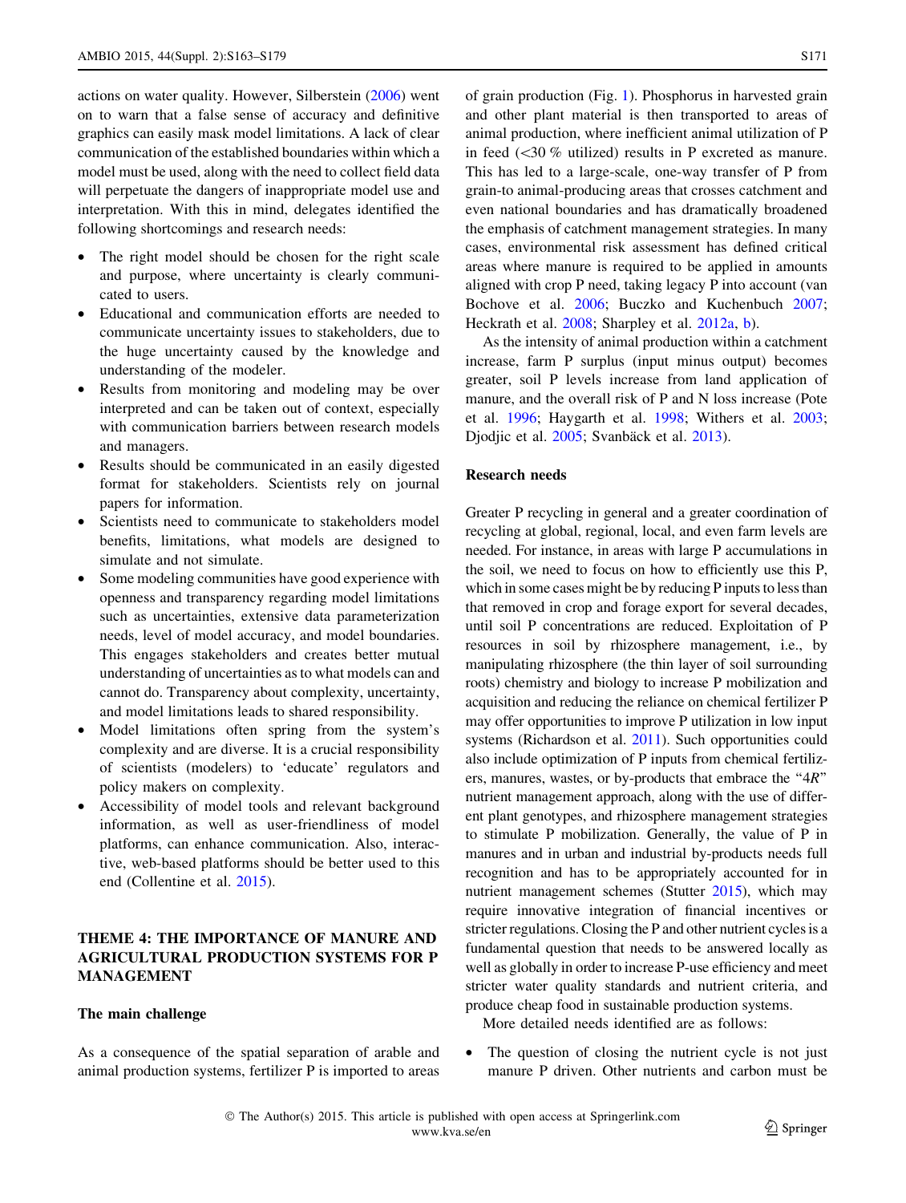actions on water quality. However, Silberstein (2006) went on to warn that a false sense of accuracy and definitive graphics can easily mask model limitations. A lack of clear communication of the established boundaries within which a model must be used, along with the need to collect field data will perpetuate the dangers of inappropriate model use and interpretation. With this in mind, delegates identified the following shortcomings and research needs:

- The right model should be chosen for the right scale and purpose, where uncertainty is clearly communicated to users.
- Educational and communication efforts are needed to communicate uncertainty issues to stakeholders, due to the huge uncertainty caused by the knowledge and understanding of the modeler.
- Results from monitoring and modeling may be over interpreted and can be taken out of context, especially with communication barriers between research models and managers.
- Results should be communicated in an easily digested format for stakeholders. Scientists rely on journal papers for information.
- Scientists need to communicate to stakeholders model benefits, limitations, what models are designed to simulate and not simulate.
- Some modeling communities have good experience with openness and transparency regarding model limitations such as uncertainties, extensive data parameterization needs, level of model accuracy, and model boundaries. This engages stakeholders and creates better mutual understanding of uncertainties as to what models can and cannot do. Transparency about complexity, uncertainty, and model limitations leads to shared responsibility.
- Model limitations often spring from the system's complexity and are diverse. It is a crucial responsibility of scientists (modelers) to 'educate' regulators and policy makers on complexity.
- Accessibility of model tools and relevant background information, as well as user-friendliness of model platforms, can enhance communication. Also, interactive, web-based platforms should be better used to this end (Collentine et al. 2015).

## THEME 4: THE IMPORTANCE OF MANURE AND AGRICULTURAL PRODUCTION SYSTEMS FOR P MANAGEMENT

### The main challenge

As a consequence of the spatial separation of arable and animal production systems, fertilizer P is imported to areas of grain production (Fig. 1). Phosphorus in harvested grain and other plant material is then transported to areas of animal production, where inefficient animal utilization of P in feed (<30 % utilized) results in P excreted as manure. This has led to a large-scale, one-way transfer of P from grain-to animal-producing areas that crosses catchment and even national boundaries and has dramatically broadened the emphasis of catchment management strategies. In many cases, environmental risk assessment has defined critical areas where manure is required to be applied in amounts aligned with crop P need, taking legacy P into account (van Bochove et al. 2006; Buczko and Kuchenbuch 2007; Heckrath et al. 2008; Sharpley et al. 2012a, b).

As the intensity of animal production within a catchment increase, farm P surplus (input minus output) becomes greater, soil P levels increase from land application of manure, and the overall risk of P and N loss increase (Pote et al. 1996; Haygarth et al. 1998; Withers et al. 2003; Djodjic et al. 2005; Svanbäck et al. 2013).

### Research needs

Greater P recycling in general and a greater coordination of recycling at global, regional, local, and even farm levels are needed. For instance, in areas with large P accumulations in the soil, we need to focus on how to efficiently use this P, which in some cases might be by reducing P inputs to less than that removed in crop and forage export for several decades, until soil P concentrations are reduced. Exploitation of P resources in soil by rhizosphere management, i.e., by manipulating rhizosphere (the thin layer of soil surrounding roots) chemistry and biology to increase P mobilization and acquisition and reducing the reliance on chemical fertilizer P may offer opportunities to improve P utilization in low input systems (Richardson et al. 2011). Such opportunities could also include optimization of P inputs from chemical fertilizers, manures, wastes, or by-products that embrace the "4*R*" nutrient management approach, along with the use of different plant genotypes, and rhizosphere management strategies to stimulate P mobilization. Generally, the value of P in manures and in urban and industrial by-products needs full recognition and has to be appropriately accounted for in nutrient management schemes (Stutter 2015), which may require innovative integration of financial incentives or stricter regulations. Closing the P and other nutrient cycles is a fundamental question that needs to be answered locally as well as globally in order to increase P-use efficiency and meet stricter water quality standards and nutrient criteria, and produce cheap food in sustainable production systems.

More detailed needs identified are as follows:

- The question of closing the nutrient cycle is not just manure P driven. Other nutrients and carbon must be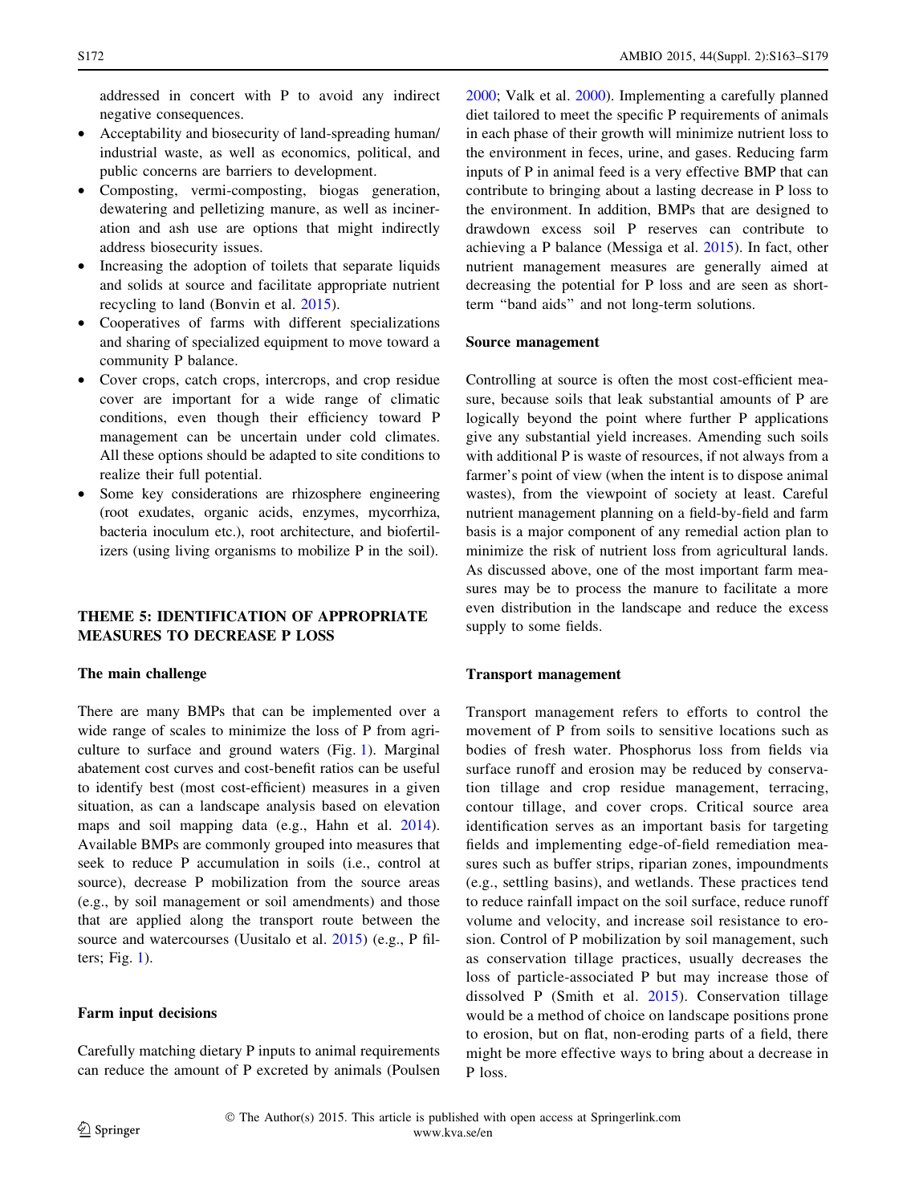addressed in concert with P to avoid any indirect negative consequences.

- Acceptability and biosecurity of land-spreading human/industrial waste, as well as economics, political, and public concerns are barriers to development.
- Composting, vermi-composting, biogas generation, dewatering and pelletizing manure, as well as incineration and ash use are options that might indirectly address biosecurity issues.
- Increasing the adoption of toilets that separate liquids and solids at source and facilitate appropriate nutrient recycling to land (Bonvin et al. 2015).
- Cooperatives of farms with different specializations and sharing of specialized equipment to move toward a community P balance.
- Cover crops, catch crops, intercrops, and crop residue cover are important for a wide range of climatic conditions, even though their efficiency toward P management can be uncertain under cold climates. All these options should be adapted to site conditions to realize their full potential.
- Some key considerations are rhizosphere engineering (root exudates, organic acids, enzymes, mycorrhiza, bacteria inoculum etc.), root architecture, and biofertilizers (using living organisms to mobilize P in the soil).

## THEME 5: IDENTIFICATION OF APPROPRIATE MEASURES TO DECREASE P LOSS

### The main challenge

There are many BMPs that can be implemented over a wide range of scales to minimize the loss of P from agriculture to surface and ground waters (Fig. 1). Marginal abatement cost curves and cost-benefit ratios can be useful to identify best (most cost-efficient) measures in a given situation, as can a landscape analysis based on elevation maps and soil mapping data (e.g., Hahn et al. 2014). Available BMPs are commonly grouped into measures that seek to reduce P accumulation in soils (i.e., control at source), decrease P mobilization from the source areas (e.g., by soil management or soil amendments) and those that are applied along the transport route between the source and watercourses (Uusitalo et al. 2015) (e.g., P filters; Fig. 1).

### Farm input decisions

Carefully matching dietary P inputs to animal requirements can reduce the amount of P excreted by animals (Poulsen 2000; Valk et al. 2000). Implementing a carefully planned diet tailored to meet the specific P requirements of animals in each phase of their growth will minimize nutrient loss to the environment in feces, urine, and gases. Reducing farm inputs of P in animal feed is a very effective BMP that can contribute to bringing about a lasting decrease in P loss to the environment. In addition, BMPs that are designed to drawdown excess soil P reserves can contribute to achieving a P balance (Messiga et al. 2015). In fact, other nutrient management measures are generally aimed at decreasing the potential for P loss and are seen as short-term "band aids" and not long-term solutions.

### Source management

Controlling at source is often the most cost-efficient measure, because soils that leak substantial amounts of P are logically beyond the point where further P applications give any substantial yield increases. Amending such soils with additional P is waste of resources, if not always from a farmer's point of view (when the intent is to dispose animal wastes), from the viewpoint of society at least. Careful nutrient management planning on a field-by-field and farm basis is a major component of any remedial action plan to minimize the risk of nutrient loss from agricultural lands. As discussed above, one of the most important farm measures may be to process the manure to facilitate a more even distribution in the landscape and reduce the excess supply to some fields.

### Transport management

Transport management refers to efforts to control the movement of P from soils to sensitive locations such as bodies of fresh water. Phosphorus loss from fields via surface runoff and erosion may be reduced by conservation tillage and crop residue management, terracing, contour tillage, and cover crops. Critical source area identification serves as an important basis for targeting fields and implementing edge-of-field remediation measures such as buffer strips, riparian zones, impoundments (e.g., settling basins), and wetlands. These practices tend to reduce rainfall impact on the soil surface, reduce runoff volume and velocity, and increase soil resistance to erosion. Control of P mobilization by soil management, such as conservation tillage practices, usually decreases the loss of particle-associated P but may increase those of dissolved P (Smith et al. 2015). Conservation tillage would be a method of choice on landscape positions prone to erosion, but on flat, non-eroding parts of a field, there might be more effective ways to bring about a decrease in P loss.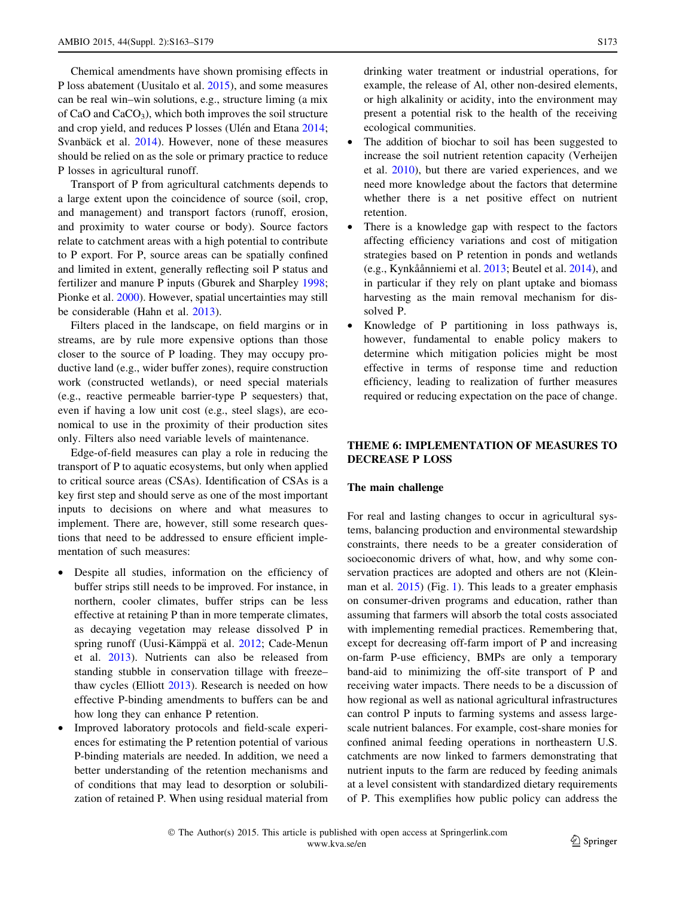Chemical amendments have shown promising effects in P loss abatement (Uusitalo et al. 2015), and some measures can be real win–win solutions, e.g., structure liming (a mix of CaO and $CaCO_3$), which both improves the soil structure and crop yield, and reduces P losses (Ulén and Etana 2014; Svanbäck et al. 2014). However, none of these measures should be relied on as the sole or primary practice to reduce P losses in agricultural runoff.

Transport of P from agricultural catchments depends to a large extent upon the coincidence of source (soil, crop, and management) and transport factors (runoff, erosion, and proximity to water course or body). Source factors relate to catchment areas with a high potential to contribute to P export. For P, source areas can be spatially confined and limited in extent, generally reflecting soil P status and fertilizer and manure P inputs (Gburek and Sharpley 1998; Pionke et al. 2000). However, spatial uncertainties may still be considerable (Hahn et al. 2013).

Filters placed in the landscape, on field margins or in streams, are by rule more expensive options than those closer to the source of P loading. They may occupy productive land (e.g., wider buffer zones), require construction work (constructed wetlands), or need special materials (e.g., reactive permeable barrier-type P sequesters) that, even if having a low unit cost (e.g., steel slags), are economical to use in the proximity of their production sites only. Filters also need variable levels of maintenance.

Edge-of-field measures can play a role in reducing the transport of P to aquatic ecosystems, but only when applied to critical source areas (CSAs). Identification of CSAs is a key first step and should serve as one of the most important inputs to decisions on where and what measures to implement. There are, however, still some research questions that need to be addressed to ensure efficient implementation of such measures:

- Despite all studies, information on the efficiency of buffer strips still needs to be improved. For instance, in northern, cooler climates, buffer strips can be less effective at retaining P than in more temperate climates, as decaying vegetation may release dissolved P in spring runoff (Uusi-Kämppä et al. 2012; Cade-Menun et al. 2013). Nutrients can also be released from standing stubble in conservation tillage with freeze–thaw cycles (Elliott 2013). Research is needed on how effective P-binding amendments to buffers can be and how long they can enhance P retention.
- Improved laboratory protocols and field-scale experiences for estimating the P retention potential of various P-binding materials are needed. In addition, we need a better understanding of the retention mechanisms and of conditions that may lead to desorption or solubilization of retained P. When using residual material from drinking water treatment or industrial operations, for example, the release of Al, other non-desired elements, or high alkalinity or acidity, into the environment may present a potential risk to the health of the receiving ecological communities.
- The addition of biochar to soil has been suggested to increase the soil nutrient retention capacity (Verheijen et al. 2010), but there are varied experiences, and we need more knowledge about the factors that determine whether there is a net positive effect on nutrient retention.
- There is a knowledge gap with respect to the factors affecting efficiency variations and cost of mitigation strategies based on P retention in ponds and wetlands (e.g., Kynkäänniemi et al. 2013; Beutel et al. 2014), and in particular if they rely on plant uptake and biomass harvesting as the main removal mechanism for dissolved P.
- Knowledge of P partitioning in loss pathways is, however, fundamental to enable policy makers to determine which mitigation policies might be most effective in terms of response time and reduction efficiency, leading to realization of further measures required or reducing expectation on the pace of change.

## THEME 6: IMPLEMENTATION OF MEASURES TO DECREASE P LOSS

### The main challenge

For real and lasting changes to occur in agricultural systems, balancing production and environmental stewardship constraints, there needs to be a greater consideration of socioeconomic drivers of what, how, and why some conservation practices are adopted and others are not (Kleinman et al. 2015) (Fig. 1). This leads to a greater emphasis on consumer-driven programs and education, rather than assuming that farmers will absorb the total costs associated with implementing remedial practices. Remembering that, except for decreasing off-farm import of P and increasing on-farm P-use efficiency, BMPs are only a temporary band-aid to minimizing the off-site transport of P and receiving water impacts. There needs to be a discussion of how regional as well as national agricultural infrastructures can control P inputs to farming systems and assess large-scale nutrient balances. For example, cost-share monies for confined animal feeding operations in northeastern U.S. catchments are now linked to farmers demonstrating that nutrient inputs to the farm are reduced by feeding animals at a level consistent with standardized dietary requirements of P. This exemplifies how public policy can address the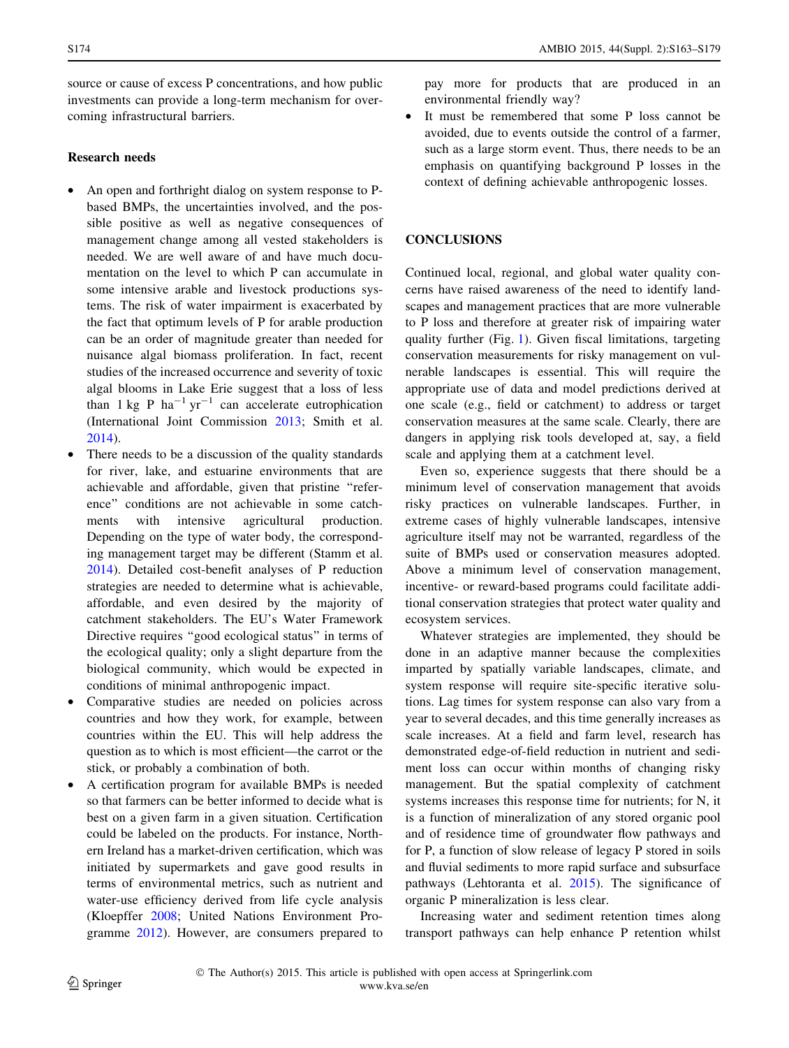source or cause of excess P concentrations, and how public investments can provide a long-term mechanism for overcoming infrastructural barriers.

### Research needs

- An open and forthright dialog on system response to P-based BMPs, the uncertainties involved, and the possible positive as well as negative consequences of management change among all vested stakeholders is needed. We are well aware of and have much documentation on the level to which P can accumulate in some intensive arable and livestock productions systems. The risk of water impairment is exacerbated by the fact that optimum levels of P for arable production can be an order of magnitude greater than needed for nuisance algal biomass proliferation. In fact, recent studies of the increased occurrence and severity of toxic algal blooms in Lake Erie suggest that a loss of less than 1 kg P $ha^{-1}$ $yr^{-1}$ can accelerate eutrophication (International Joint Commission 2013; Smith et al. 2014).
- There needs to be a discussion of the quality standards for river, lake, and estuarine environments that are achievable and affordable, given that pristine "reference" conditions are not achievable in some catchments with intensive agricultural production. Depending on the type of water body, the corresponding management target may be different (Stamm et al. 2014). Detailed cost-benefit analyses of P reduction strategies are needed to determine what is achievable, affordable, and even desired by the majority of catchment stakeholders. The EU's Water Framework Directive requires "good ecological status" in terms of the ecological quality; only a slight departure from the biological community, which would be expected in conditions of minimal anthropogenic impact.
- Comparative studies are needed on policies across countries and how they work, for example, between countries within the EU. This will help address the question as to which is most efficient—the carrot or the stick, or probably a combination of both.
- A certification program for available BMPs is needed so that farmers can be better informed to decide what is best on a given farm in a given situation. Certification could be labeled on the products. For instance, Northern Ireland has a market-driven certification, which was initiated by supermarkets and gave good results in terms of environmental metrics, such as nutrient and water-use efficiency derived from life cycle analysis (Kloepffer 2008; United Nations Environment Programme 2012). However, are consumers prepared to pay more for products that are produced in an environmental friendly way?
- It must be remembered that some P loss cannot be avoided, due to events outside the control of a farmer, such as a large storm event. Thus, there needs to be an emphasis on quantifying background P losses in the context of defining achievable anthropogenic losses.

## CONCLUSIONS

Continued local, regional, and global water quality concerns have raised awareness of the need to identify landscapes and management practices that are more vulnerable to P loss and therefore at greater risk of impairing water quality further (Fig. 1). Given fiscal limitations, targeting conservation measurements for risky management on vulnerable landscapes is essential. This will require the appropriate use of data and model predictions derived at one scale (e.g., field or catchment) to address or target conservation measures at the same scale. Clearly, there are dangers in applying risk tools developed at, say, a field scale and applying them at a catchment level.

Even so, experience suggests that there should be a minimum level of conservation management that avoids risky practices on vulnerable landscapes. Further, in extreme cases of highly vulnerable landscapes, intensive agriculture itself may not be warranted, regardless of the suite of BMPs used or conservation measures adopted. Above a minimum level of conservation management, incentive- or reward-based programs could facilitate additional conservation strategies that protect water quality and ecosystem services.

Whatever strategies are implemented, they should be done in an adaptive manner because the complexities imparted by spatially variable landscapes, climate, and system response will require site-specific iterative solutions. Lag times for system response can also vary from a year to several decades, and this time generally increases as scale increases. At a field and farm level, research has demonstrated edge-of-field reduction in nutrient and sediment loss can occur within months of changing risky management. But the spatial complexity of catchment systems increases this response time for nutrients; for N, it is a function of mineralization of any stored organic pool and of residence time of groundwater flow pathways and for P, a function of slow release of legacy P stored in soils and fluvial sediments to more rapid surface and subsurface pathways (Lehtoranta et al. 2015). The significance of organic P mineralization is less clear.

Increasing water and sediment retention times along transport pathways can help enhance P retention whilst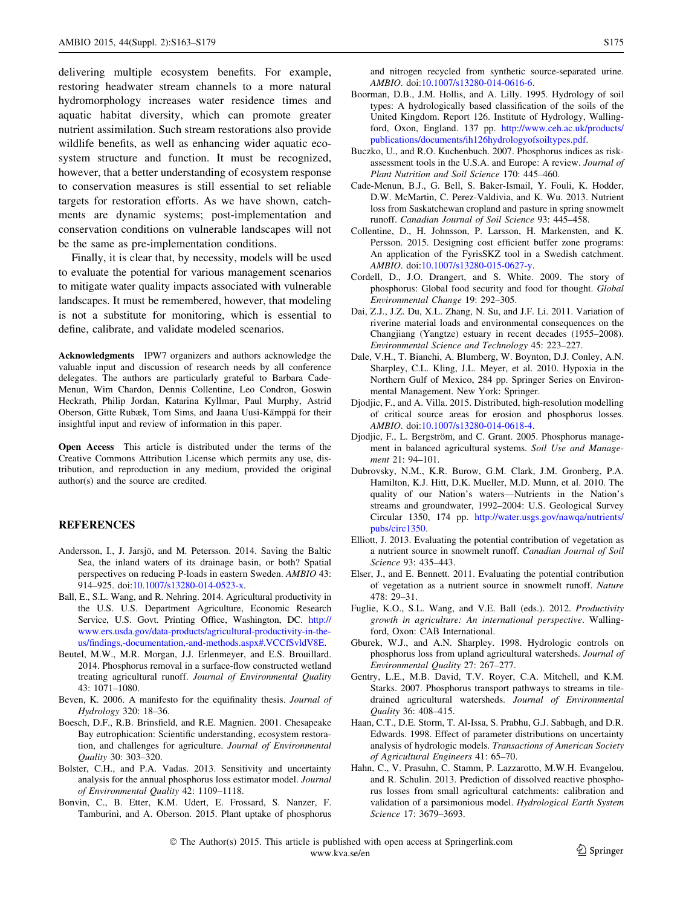delivering multiple ecosystem benefits. For example, restoring headwater stream channels to a more natural hydromorphology increases water residence times and aquatic habitat diversity, which can promote greater nutrient assimilation. Such stream restorations also provide wildlife benefits, as well as enhancing wider aquatic ecosystem structure and function. It must be recognized, however, that a better understanding of ecosystem response to conservation measures is still essential to set reliable targets for restoration efforts. As we have shown, catchments are dynamic systems; post-implementation and conservation conditions on vulnerable landscapes will not be the same as pre-implementation conditions.

Finally, it is clear that, by necessity, models will be used to evaluate the potential for various management scenarios to mitigate water quality impacts associated with vulnerable landscapes. It must be remembered, however, that modeling is not a substitute for monitoring, which is essential to define, calibrate, and validate modeled scenarios.

**Acknowledgments** IPW7 organizers and authors acknowledge the valuable input and discussion of research needs by all conference delegates. The authors are particularly grateful to Barbara Cade-Menun, Wim Chardon, Dennis Collentine, Leo Condron, Goswin Heckrath, Philip Jordan, Katarina Kyllmar, Paul Murphy, Astrid Oberson, Gitte Rubæk, Tom Sims, and Jaana Uusi-Kämppä for their insightful input and review of information in this paper.

**Open Access** This article is distributed under the terms of the Creative Commons Attribution License which permits any use, distribution, and reproduction in any medium, provided the original author(s) and the source are credited.

## REFERENCES

Andersson, I., J. Jarsjö, and M. Petersson. 2014. Saving the Baltic Sea, the inland waters of its drainage basin, or both? Spatial perspectives on reducing P-loads in eastern Sweden. *AMBIO* 43: 914–925. doi:10.1007/s13280-014-0523-x.

Ball, E., S.L. Wang, and R. Nehring. 2014. Agricultural productivity in the U.S. U.S. Department Agriculture, Economic Research Service, U.S. Govt. Printing Office, Washington, DC. http://www.ers.usda.gov/data-products/agricultural-productivity-in-the-us/findings,-documentation,-and-methods.aspx#.VCCfSvldV8E.

Beutel, M.W., M.R. Morgan, J.J. Erlenmeyer, and E.S. Brouillard. 2014. Phosphorus removal in a surface-flow constructed wetland treating agricultural runoff. *Journal of Environmental Quality* 43: 1071–1080.

Beven, K. 2006. A manifesto for the equifinality thesis. *Journal of Hydrology* 320: 18–36.

Boesch, D.F., R.B. Brinsfield, and R.E. Magnien. 2001. Chesapeake Bay eutrophication: Scientific understanding, ecosystem restoration, and challenges for agriculture. *Journal of Environmental Quality* 30: 303–320.

Bolster, C.H., and P.A. Vadas. 2013. Sensitivity and uncertainty analysis for the annual phosphorus loss estimator model. *Journal of Environmental Quality* 42: 1109–1118.

Bonvin, C., B. Etter, K.M. Udert, E. Frossard, S. Nanzer, F. Tamburini, and A. Oberson. 2015. Plant uptake of phosphorus and nitrogen recycled from synthetic source-separated urine. *AMBIO*. doi:10.1007/s13280-014-0616-6.

Boorman, D.B., J.M. Hollis, and A. Lilly. 1995. Hydrology of soil types: A hydrologically based classification of the soils of the United Kingdom. Report 126. Institute of Hydrology, Wallingford, Oxon, England. 137 pp. http://www.ceh.ac.uk/products/publications/documents/ih126hydrologyofsoiltypes.pdf.

Buczko, U., and R.O. Kuchenbuch. 2007. Phosphorus indices as risk-assessment tools in the U.S.A. and Europe: A review. *Journal of Plant Nutrition and Soil Science* 170: 445–460.

Cade-Menun, B.J., G. Bell, S. Baker-Ismail, Y. Fouli, K. Hodder, D.W. McMartin, C. Perez-Valdivia, and K. Wu. 2013. Nutrient loss from Saskatchewan cropland and pasture in spring snowmelt runoff. *Canadian Journal of Soil Science* 93: 445–458.

Collentine, D., H. Johnsson, P. Larsson, H. Markensten, and K. Persson. 2015. Designing cost efficient buffer zone programs: An application of the FyrisSKZ tool in a Swedish catchment. *AMBIO*. doi:10.1007/s13280-015-0627-y.

Cordell, D., J.O. Drangert, and S. White. 2009. The story of phosphorus: Global food security and food for thought. *Global Environmental Change* 19: 292–305.

Dai, Z.J., J.Z. Du, X.L. Zhang, N. Su, and J.F. Li. 2011. Variation of riverine material loads and environmental consequences on the Changjiang (Yangtze) estuary in recent decades (1955–2008). *Environmental Science and Technology* 45: 223–227.

Dale, V.H., T. Bianchi, A. Blumberg, W. Boynton, D.J. Conley, A.N. Sharpley, C.L. Kling, J.L. Meyer, et al. 2010. Hypoxia in the Northern Gulf of Mexico, 284 pp. Springer Series on Environmental Management. New York: Springer.

Djodjic, F., and A. Villa. 2015. Distributed, high-resolution modelling of critical source areas for erosion and phosphorus losses. *AMBIO*. doi:10.1007/s13280-014-0618-4.

Djodjic, F., L. Bergström, and C. Grant. 2005. Phosphorus management in balanced agricultural systems. *Soil Use and Management* 21: 94–101.

Dubrovsky, N.M., K.R. Burow, G.M. Clark, J.M. Gronberg, P.A. Hamilton, K.J. Hitt, D.K. Mueller, M.D. Munn, et al. 2010. The quality of our Nation's waters—Nutrients in the Nation's streams and groundwater, 1992–2004: U.S. Geological Survey Circular 1350, 174 pp. http://water.usgs.gov/nawqa/nutrients/pubs/circ1350.

Elliott, J. 2013. Evaluating the potential contribution of vegetation as a nutrient source in snowmelt runoff. *Canadian Journal of Soil Science* 93: 435–443.

Elser, J., and E. Bennett. 2011. Evaluating the potential contribution of vegetation as a nutrient source in snowmelt runoff. *Nature* 478: 29–31.

Fuglie, K.O., S.L. Wang, and V.E. Ball (eds.). 2012. *Productivity growth in agriculture: An international perspective*. Wallingford, Oxon: CAB International.

Gburek, W.J., and A.N. Sharpley. 1998. Hydrologic controls on phosphorus loss from upland agricultural watersheds. *Journal of Environmental Quality* 27: 267–277.

Gentry, L.E., M.B. David, T.V. Royer, C.A. Mitchell, and K.M. Starks. 2007. Phosphorus transport pathways to streams in tile-drained agricultural watersheds. *Journal of Environmental Quality* 36: 408–415.

Haan, C.T., D.E. Storm, T. Al-Issa, S. Prabhu, G.J. Sabbagh, and D.R. Edwards. 1998. Effect of parameter distributions on uncertainty analysis of hydrologic models. *Transactions of American Society of Agricultural Engineers* 41: 65–70.

Hahn, C., V. Prasuhn, C. Stamm, P. Lazzarotto, M.W.H. Evangelou, and R. Schulin. 2013. Prediction of dissolved reactive phosphorus losses from small agricultural catchments: calibration and validation of a parsimonious model. *Hydrological Earth System Science* 17: 3679–3693.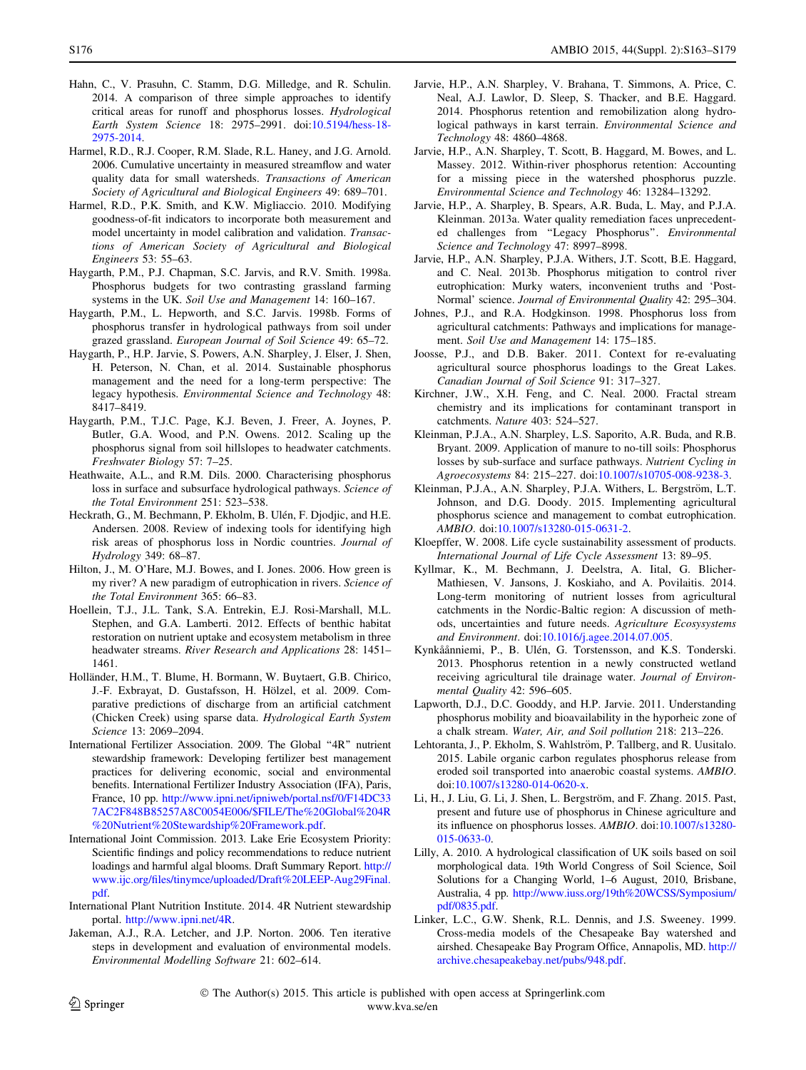Hahn, C., V. Prasuhn, C. Stamm, D.G. Milledge, and R. Schulin. 2014. A comparison of three simple approaches to identify critical areas for runoff and phosphorus losses. *Hydrological Earth System Science* 18: 2975–2991. doi:10.5194/hess-18-2975-2014.

Harmel, R.D., R.J. Cooper, R.M. Slade, R.L. Haney, and J.G. Arnold. 2006. Cumulative uncertainty in measured streamflow and water quality data for small watersheds. *Transactions of American Society of Agricultural and Biological Engineers* 49: 689–701.

Harmel, R.D., P.K. Smith, and K.W. Migliaccio. 2010. Modifying goodness-of-fit indicators to incorporate both measurement and model uncertainty in model calibration and validation. *Transactions of American Society of Agricultural and Biological Engineers* 53: 55–63.

Haygarth, P.M., P.J. Chapman, S.C. Jarvis, and R.V. Smith. 1998a. Phosphorus budgets for two contrasting grassland farming systems in the UK. *Soil Use and Management* 14: 160–167.

Haygarth, P.M., L. Hepworth, and S.C. Jarvis. 1998b. Forms of phosphorus transfer in hydrological pathways from soil under grazed grassland. *European Journal of Soil Science* 49: 65–72.

Haygarth, P., H.P. Jarvie, S. Powers, A.N. Sharpley, J. Elser, J. Shen, H. Peterson, N. Chan, et al. 2014. Sustainable phosphorus management and the need for a long-term perspective: The legacy hypothesis. *Environmental Science and Technology* 48: 8417–8419.

Haygarth, P.M., T.J.C. Page, K.J. Beven, J. Freer, A. Joynes, P. Butler, G.A. Wood, and P.N. Owens. 2012. Scaling up the phosphorus signal from soil hillslopes to headwater catchments. *Freshwater Biology* 57: 7–25.

Heathwaite, A.L., and R.M. Dils. 2000. Characterising phosphorus loss in surface and subsurface hydrological pathways. *Science of the Total Environment* 251: 523–538.

Heckrath, G., M. Bechmann, P. Ekholm, B. Ulén, F. Djodjic, and H.E. Andersen. 2008. Review of indexing tools for identifying high risk areas of phosphorus loss in Nordic countries. *Journal of Hydrology* 349: 68–87.

Hilton, J., M. O'Hare, M.J. Bowes, and I. Jones. 2006. How green is my river? A new paradigm of eutrophication in rivers. *Science of the Total Environment* 365: 66–83.

Hoellein, T.J., J.L. Tank, S.A. Entrekin, E.J. Rosi-Marshall, M.L. Stephen, and G.A. Lamberti. 2012. Effects of benthic habitat restoration on nutrient uptake and ecosystem metabolism in three headwater streams. *River Research and Applications* 28: 1451–1461.

Holländer, H.M., T. Blume, H. Bormann, W. Buytaert, G.B. Chirico, J.-F. Exbrayat, D. Gustafsson, H. Hölzel, et al. 2009. Comparative predictions of discharge from an artificial catchment (Chicken Creek) using sparse data. *Hydrological Earth System Science* 13: 2069–2094.

International Fertilizer Association. 2009. The Global "4R" nutrient stewardship framework: Developing fertilizer best management practices for delivering economic, social and environmental benefits. International Fertilizer Industry Association (IFA), Paris, France, 10 pp. http://www.ipni.net/ipniweb/portal.nsf/0/F14DC337AC2F848B85257A8C0054E006/$FILE/The%20Global%204R%20Nutrient%20Stewardship%20Framework.pdf.

International Joint Commission. 2013. Lake Erie Ecosystem Priority: Scientific findings and policy recommendations to reduce nutrient loadings and harmful algal blooms. Draft Summary Report. http://www.ijc.org/files/tinymce/uploaded/Draft%20LEEP-Aug29Final.pdf.

International Plant Nutrition Institute. 2014. 4R Nutrient stewardship portal. http://www.ipni.net/4R.

Jakeman, A.J., R.A. Letcher, and J.P. Norton. 2006. Ten iterative steps in development and evaluation of environmental models. *Environmental Modelling Software* 21: 602–614.

Jarvie, H.P., A.N. Sharpley, V. Brahana, T. Simmons, A. Price, C. Neal, A.J. Lawlor, D. Sleep, S. Thacker, and B.E. Haggard. 2014. Phosphorus retention and remobilization along hydrological pathways in karst terrain. *Environmental Science and Technology* 48: 4860–4868.

Jarvie, H.P., A.N. Sharpley, T. Scott, B. Haggard, M. Bowes, and L. Massey. 2012. Within-river phosphorus retention: Accounting for a missing piece in the watershed phosphorus puzzle. *Environmental Science and Technology* 46: 13284–13292.

Jarvie, H.P., A. Sharpley, B. Spears, A.R. Buda, L. May, and P.J.A. Kleinman. 2013a. Water quality remediation faces unprecedented challenges from "Legacy Phosphorus". *Environmental Science and Technology* 47: 8997–8998.

Jarvie, H.P., A.N. Sharpley, P.J.A. Withers, J.T. Scott, B.E. Haggard, and C. Neal. 2013b. Phosphorus mitigation to control river eutrophication: Murky waters, inconvenient truths and 'Post-Normal' science. *Journal of Environmental Quality* 42: 295–304.

Johnes, P.J., and R.A. Hodgkinson. 1998. Phosphorus loss from agricultural catchments: Pathways and implications for management. *Soil Use and Management* 14: 175–185.

Joosse, P.J., and D.B. Baker. 2011. Context for re-evaluating agricultural source phosphorus loadings to the Great Lakes. *Canadian Journal of Soil Science* 91: 317–327.

Kirchner, J.W., X.H. Feng, and C. Neal. 2000. Fractal stream chemistry and its implications for contaminant transport in catchments. *Nature* 403: 524–527.

Kleinman, P.J.A., A.N. Sharpley, L.S. Saporito, A.R. Buda, and R.B. Bryant. 2009. Application of manure to no-till soils: Phosphorus losses by sub-surface and surface pathways. *Nutrient Cycling in Agroecosystems* 84: 215–227. doi:10.1007/s10705-008-9238-3.

Kleinman, P.J.A., A.N. Sharpley, P.J.A. Withers, L. Bergström, L.T. Johnson, and D.G. Doody. 2015. Implementing agricultural phosphorus science and management to combat eutrophication. *AMBIO*. doi:10.1007/s13280-015-0631-2.

Kloepffer, W. 2008. Life cycle sustainability assessment of products. *International Journal of Life Cycle Assessment* 13: 89–95.

Kyllmar, K., M. Bechmann, J. Deelstra, A. Iital, G. Blicher-Mathiesen, V. Jansons, J. Koskiaho, and A. Povilaitis. 2014. Long-term monitoring of nutrient losses from agricultural catchments in the Nordic-Baltic region: A discussion of methods, uncertainties and future needs. *Agriculture Ecosysystems and Environment*. doi:10.1016/j.agee.2014.07.005.

Kynkäänniemi, P., B. Ulén, G. Torstensson, and K.S. Tonderski. 2013. Phosphorus retention in a newly constructed wetland receiving agricultural tile drainage water. *Journal of Environmental Quality* 42: 596–605.

Lapworth, D.J., D.C. Gooddy, and H.P. Jarvie. 2011. Understanding phosphorus mobility and bioavailability in the hyporheic zone of a chalk stream. *Water, Air, and Soil pollution* 218: 213–226.

Lehtoranta, J., P. Ekholm, S. Wahlström, P. Tallberg, and R. Uusitalo. 2015. Labile organic carbon regulates phosphorus release from eroded soil transported into anaerobic coastal systems. *AMBIO*. doi:10.1007/s13280-014-0620-x.

Li, H., J. Liu, G. Li, J. Shen, L. Bergström, and F. Zhang. 2015. Past, present and future use of phosphorus in Chinese agriculture and its influence on phosphorus losses. *AMBIO*. doi:10.1007/s13280-015-0633-0.

Lilly, A. 2010. A hydrological classification of UK soils based on soil morphological data. 19th World Congress of Soil Science, Soil Solutions for a Changing World, 1–6 August, 2010, Brisbane, Australia, 4 pp. http://www.iuss.org/19th%20WCSS/Symposium/pdf/0835.pdf.

Linker, L.C., G.W. Shenk, R.L. Dennis, and J.S. Sweeney. 1999. Cross-media models of the Chesapeake Bay watershed and airshed. Chesapeake Bay Program Office, Annapolis, MD. http://archive.chesapeakebay.net/pubs/948.pdf.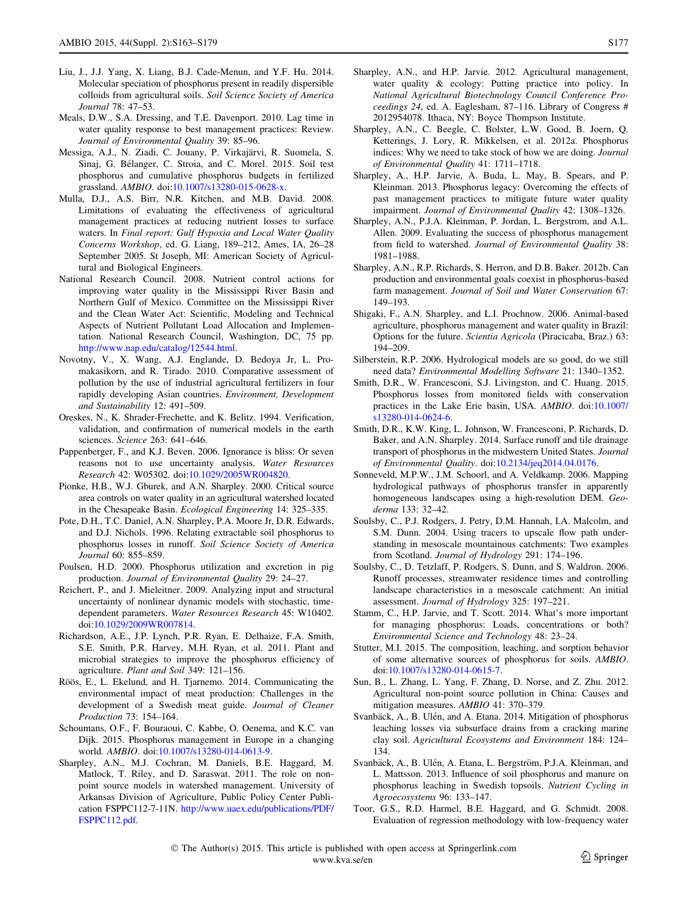Liu, J., J.J. Yang, X. Liang, B.J. Cade-Menun, and Y.F. Hu. 2014. Molecular speciation of phosphorus present in readily dispersible colloids from agricultural soils. *Soil Science Society of America Journal* 78: 47–53.

Meals, D.W., S.A. Dressing, and T.E. Davenport. 2010. Lag time in water quality response to best management practices: Review. *Journal of Environmental Quality* 39: 85–96.

Messiga, A.J., N. Ziadi, C. Jouany, P. Virkajärvi, R. Suomela, S. Sinaj, G. Bélanger, C. Stroia, and C. Morel. 2015. Soil test phosphorus and cumulative phosphorus budgets in fertilized grassland. *AMBIO*. doi:10.1007/s13280-015-0628-x.

Mulla, D.J., A.S. Birr, N.R. Kitchen, and M.B. David. 2008. Limitations of evaluating the effectiveness of agricultural management practices at reducing nutrient losses to surface waters. In *Final report: Gulf Hypoxia and Local Water Quality Concerns Workshop*, ed. G. Liang, 189–212, Ames, IA, 26–28 September 2005. St Joseph, MI: American Society of Agricultural and Biological Engineers.

National Research Council. 2008. Nutrient control actions for improving water quality in the Mississippi River Basin and Northern Gulf of Mexico. Committee on the Mississippi River and the Clean Water Act: Scientific, Modeling and Technical Aspects of Nutrient Pollutant Load Allocation and Implementation. National Research Council, Washington, DC, 75 pp. http://www.nap.edu/catalog/12544.html.

Novotny, V., X. Wang, A.J. Englande, D. Bedoya Jr, L. Promakasikorn, and R. Tirado. 2010. Comparative assessment of pollution by the use of industrial agricultural fertilizers in four rapidly developing Asian countries. *Environment, Development and Sustainability* 12: 491–509.

Oreskes, N., K. Shrader-Frechette, and K. Belitz. 1994. Verification, validation, and confirmation of numerical models in the earth sciences. *Science* 263: 641–646.

Pappenberger, F., and K.J. Beven. 2006. Ignorance is bliss: Or seven reasons not to use uncertainty analysis. *Water Resources Research* 42: W05302. doi:10.1029/2005WR004820.

Pionke, H.B., W.J. Gburek, and A.N. Sharpley. 2000. Critical source area controls on water quality in an agricultural watershed located in the Chesapeake Basin. *Ecological Engineering* 14: 325–335.

Pote, D.H., T.C. Daniel, A.N. Sharpley, P.A. Moore Jr, D.R. Edwards, and D.J. Nichols. 1996. Relating extractable soil phosphorus to phosphorus losses in runoff. *Soil Science Society of America Journal* 60: 855–859.

Poulsen, H.D. 2000. Phosphorus utilization and excretion in pig production. *Journal of Environmental Quality* 29: 24–27.

Reichert, P., and J. Mieleitner. 2009. Analyzing input and structural uncertainty of nonlinear dynamic models with stochastic, time-dependent parameters. *Water Resources Research* 45: W10402. doi:10.1029/2009WR007814.

Richardson, A.E., J.P. Lynch, P.R. Ryan, E. Delhaize, F.A. Smith, S.E. Smith, P.R. Harvey, M.H. Ryan, et al. 2011. Plant and microbial strategies to improve the phosphorus efficiency of agriculture. *Plant and Soil* 349: 121–156.

Röös, E., L. Ekelund, and H. Tjarnemo. 2014. Communicating the environmental impact of meat production: Challenges in the development of a Swedish meat guide. *Journal of Cleaner Production* 73: 154–164.

Schoumans, O.F., F. Bouraoui, C. Kabbe, O. Oenema, and K.C. van Dijk. 2015. Phosphorus management in Europe in a changing world. *AMBIO*. doi:10.1007/s13280-014-0613-9.

Sharpley, A.N., M.J. Cochran, M. Daniels, B.E. Haggard, M. Matlock, T. Riley, and D. Saraswat. 2011. The role on non-point source models in watershed management. University of Arkansas Division of Agriculture, Public Policy Center Publication FSPPC112-7-11N. http://www.uaex.edu/publications/PDF/FSPPC112.pdf.

Sharpley, A.N., and H.P. Jarvie. 2012. Agricultural management, water quality & ecology: Putting practice into policy. In *National Agricultural Biotechnology Council Conference Proceedings 24*, ed. A. Eaglesham, 87–116. Library of Congress # 2012954078. Ithaca, NY: Boyce Thompson Institute.

Sharpley, A.N., C. Beegle, C. Bolster, L.W. Good, B. Joern, Q. Ketterings, J. Lory, R. Mikkelsen, et al. 2012a. Phosphorus indices: Why we need to take stock of how we are doing. *Journal of Environmental Quality* 41: 1711–1718.

Sharpley, A., H.P. Jarvie, A. Buda, L. May, B. Spears, and P. Kleinman. 2013. Phosphorus legacy: Overcoming the effects of past management practices to mitigate future water quality impairment. *Journal of Environmental Quality* 42: 1308–1326.

Sharpley, A.N., P.J.A. Kleinman, P. Jordan, L. Bergstrom, and A.L. Allen. 2009. Evaluating the success of phosphorus management from field to watershed. *Journal of Environmental Quality* 38: 1981–1988.

Sharpley, A.N., R.P. Richards, S. Herron, and D.B. Baker. 2012b. Can production and environmental goals coexist in phosphorus-based farm management. *Journal of Soil and Water Conservation* 67: 149–193.

Shigaki, F., A.N. Sharpley, and L.I. Prochnow. 2006. Animal-based agriculture, phosphorus management and water quality in Brazil: Options for the future. *Scientia Agricola* (Piracicaba, Braz.) 63: 194–209.

Silberstein, R.P. 2006. Hydrological models are so good, do we still need data? *Environmental Modelling Software* 21: 1340–1352.

Smith, D.R., W. Francesconi, S.J. Livingston, and C. Huang. 2015. Phosphorus losses from monitored fields with conservation practices in the Lake Erie basin, USA. *AMBIO*. doi:10.1007/s13280-014-0624-6.

Smith, D.R., K.W. King, L. Johnson, W. Francesconi, P. Richards, D. Baker, and A.N. Sharpley. 2014. Surface runoff and tile drainage transport of phosphorus in the midwestern United States. *Journal of Environmental Quality*. doi:10.2134/jeq2014.04.0176.

Sonneveld, M.P.W., J.M. Schoorl, and A. Veldkamp. 2006. Mapping hydrological pathways of phosphorus transfer in apparently homogeneous landscapes using a high-resolution DEM. *Geoderma* 133: 32–42.

Soulsby, C., P.J. Rodgers, J. Petry, D.M. Hannah, I.A. Malcolm, and S.M. Dunn. 2004. Using tracers to upscale flow path understanding in mesoscale mountainous catchments: Two examples from Scotland. *Journal of Hydrology* 291: 174–196.

Soulsby, C., D. Tetzlaff, P. Rodgers, S. Dunn, and S. Waldron. 2006. Runoff processes, streamwater residence times and controlling landscape characteristics in a mesoscale catchment: An initial assessment. *Journal of Hydrology* 325: 197–221.

Stamm, C., H.P. Jarvie, and T. Scott. 2014. What's more important for managing phosphorus: Loads, concentrations or both? *Environmental Science and Technology* 48: 23–24.

Stutter, M.I. 2015. The composition, leaching, and sorption behavior of some alternative sources of phosphorus for soils. *AMBIO*. doi:10.1007/s13280-014-0615-7.

Sun, B., L. Zhang, L. Yang, F. Zhang, D. Norse, and Z. Zhu. 2012. Agricultural non-point source pollution in China: Causes and mitigation measures. *AMBIO* 41: 370–379.

Svanbäck, A., B. Ulén, and A. Etana. 2014. Mitigation of phosphorus leaching losses via subsurface drains from a cracking marine clay soil. *Agricultural Ecosystems and Environment* 184: 124–134.

Svanbäck, A., B. Ulén, A. Etana, L. Bergström, P.J.A. Kleinman, and L. Mattsson. 2013. Influence of soil phosphorus and manure on phosphorus leaching in Swedish topsoils. *Nutrient Cycling in Agroecosystems* 96: 133–147.

Toor, G.S., R.D. Harmel, B.E. Haggard, and G. Schmidt. 2008. Evaluation of regression methodology with low-frequency water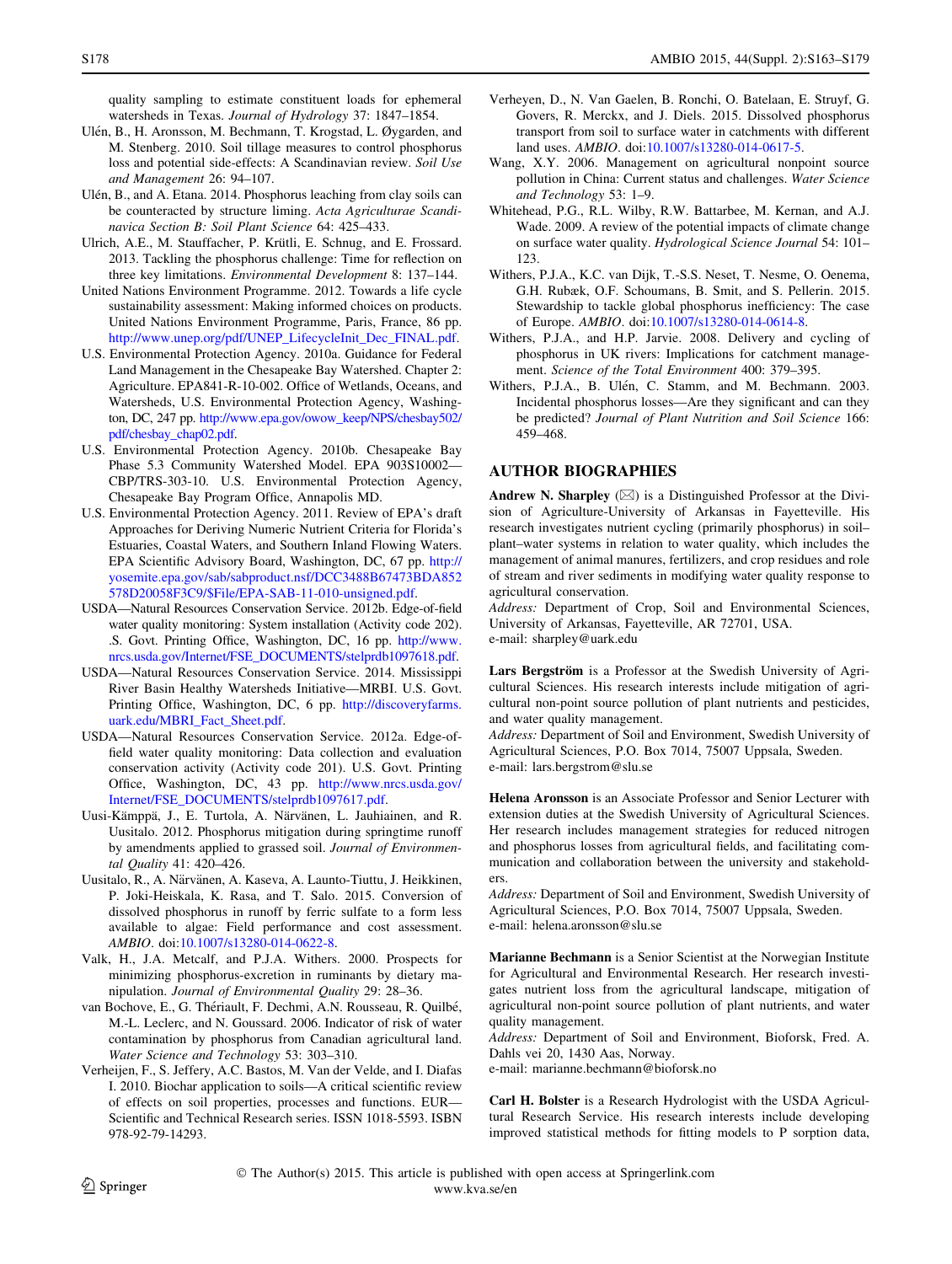quality sampling to estimate constituent loads for ephemeral watersheds in Texas. *Journal of Hydrology* 37: 1847–1854.

Ulén, B., H. Aronsson, M. Bechmann, T. Krogstad, L. Øygarden, and M. Stenberg. 2010. Soil tillage measures to control phosphorus loss and potential side-effects: A Scandinavian review. *Soil Use and Management* 26: 94–107.

Ulén, B., and A. Etana. 2014. Phosphorus leaching from clay soils can be counteracted by structure liming. *Acta Agriculturae Scandinavica Section B: Soil Plant Science* 64: 425–433.

Ulrich, A.E., M. Stauffacher, P. Krütli, E. Schnug, and E. Frossard. 2013. Tackling the phosphorus challenge: Time for reflection on three key limitations. *Environmental Development* 8: 137–144.

United Nations Environment Programme. 2012. Towards a life cycle sustainability assessment: Making informed choices on products. United Nations Environment Programme, Paris, France, 86 pp. http://www.unep.org/pdf/UNEP_LifecycleInit_Dec_FINAL.pdf.

U.S. Environmental Protection Agency. 2010a. Guidance for Federal Land Management in the Chesapeake Bay Watershed. Chapter 2: Agriculture. EPA841-R-10-002. Office of Wetlands, Oceans, and Watersheds, U.S. Environmental Protection Agency, Washington, DC, 247 pp. http://www.epa.gov/owow_keep/NPS/chesbay502/pdf/chesbay_chap02.pdf.

U.S. Environmental Protection Agency. 2010b. Chesapeake Bay Phase 5.3 Community Watershed Model. EPA 903S10002—CBP/TRS-303-10. U.S. Environmental Protection Agency, Chesapeake Bay Program Office, Annapolis MD.

U.S. Environmental Protection Agency. 2011. Review of EPA's draft Approaches for Deriving Numeric Nutrient Criteria for Florida's Estuaries, Coastal Waters, and Southern Inland Flowing Waters. EPA Scientific Advisory Board, Washington, DC, 67 pp. http://yosemite.epa.gov/sab/sabproduct.nsf/DCC3488B67473BDA852578D20058F3C9/$File/EPA-SAB-11-010-unsigned.pdf.

USDA—Natural Resources Conservation Service. 2012b. Edge-of-field water quality monitoring: System installation (Activity code 202). .S. Govt. Printing Office, Washington, DC, 16 pp. http://www.nrcs.usda.gov/Internet/FSE_DOCUMENTS/stelprdb1097618.pdf.

USDA—Natural Resources Conservation Service. 2014. Mississippi River Basin Healthy Watersheds Initiative—MRBI. U.S. Govt. Printing Office, Washington, DC, 6 pp. http://discoveryfarms.uark.edu/MBRI_Fact_Sheet.pdf.

USDA—Natural Resources Conservation Service. 2012a. Edge-of-field water quality monitoring: Data collection and evaluation conservation activity (Activity code 201). U.S. Govt. Printing Office, Washington, DC, 43 pp. http://www.nrcs.usda.gov/Internet/FSE_DOCUMENTS/stelprdb1097617.pdf.

Uusi-Kämppä, J., E. Turtola, A. Närvänen, L. Jauhiainen, and R. Uusitalo. 2012. Phosphorus mitigation during springtime runoff by amendments applied to grassed soil. *Journal of Environmental Quality* 41: 420–426.

Uusitalo, R., A. Närvänen, A. Kaseva, A. Launto-Tiuttu, J. Heikkinen, P. Joki-Heiskala, K. Rasa, and T. Salo. 2015. Conversion of dissolved phosphorus in runoff by ferric sulfate to a form less available to algae: Field performance and cost assessment. *AMBIO*. doi:10.1007/s13280-014-0622-8.

Valk, H., J.A. Metcalf, and P.J.A. Withers. 2000. Prospects for minimizing phosphorus-excretion in ruminants by dietary manipulation. *Journal of Environmental Quality* 29: 28–36.

van Bochove, E., G. Thériault, F. Dechmi, A.N. Rousseau, R. Quilbé, M.-L. Leclerc, and N. Goussard. 2006. Indicator of risk of water contamination by phosphorus from Canadian agricultural land. *Water Science and Technology* 53: 303–310.

Verheijen, F., S. Jeffery, A.C. Bastos, M. Van der Velde, and I. Diafas I. 2010. Biochar application to soils—A critical scientific review of effects on soil properties, processes and functions. EUR—Scientific and Technical Research series. ISSN 1018-5593. ISBN 978-92-79-14293.

Verheyen, D., N. Van Gaelen, B. Ronchi, O. Batelaan, E. Struyf, G. Govers, R. Merckx, and J. Diels. 2015. Dissolved phosphorus transport from soil to surface water in catchments with different land uses. *AMBIO*. doi:10.1007/s13280-014-0617-5.

Wang, X.Y. 2006. Management on agricultural nonpoint source pollution in China: Current status and challenges. *Water Science and Technology* 53: 1–9.

Whitehead, P.G., R.L. Wilby, R.W. Battarbee, M. Kernan, and A.J. Wade. 2009. A review of the potential impacts of climate change on surface water quality. *Hydrological Science Journal* 54: 101–123.

Withers, P.J.A., K.C. van Dijk, T.-S.S. Neset, T. Nesme, O. Oenema, G.H. Rubæk, O.F. Schoumans, B. Smit, and S. Pellerin. 2015. Stewardship to tackle global phosphorus inefficiency: The case of Europe. *AMBIO*. doi:10.1007/s13280-014-0614-8.

Withers, P.J.A., and H.P. Jarvie. 2008. Delivery and cycling of phosphorus in UK rivers: Implications for catchment management. *Science of the Total Environment* 400: 379–395.

Withers, P.J.A., B. Ulén, C. Stamm, and M. Bechmann. 2003. Incidental phosphorus losses—Are they significant and can they be predicted? *Journal of Plant Nutrition and Soil Science* 166: 459–468.

## AUTHOR BIOGRAPHIES

**Andrew N. Sharpley** (✉) is a Distinguished Professor at the Division of Agriculture-University of Arkansas in Fayetteville. His research investigates nutrient cycling (primarily phosphorus) in soil–plant–water systems in relation to water quality, which includes the management of animal manures, fertilizers, and crop residues and role of stream and river sediments in modifying water quality response to agricultural conservation.

*Address:* Department of Crop, Soil and Environmental Sciences, University of Arkansas, Fayetteville, AR 72701, USA.

e-mail: sharpley@uark.edu

**Lars Bergström** is a Professor at the Swedish University of Agricultural Sciences. His research interests include mitigation of agricultural non-point source pollution of plant nutrients and pesticides, and water quality management.

*Address:* Department of Soil and Environment, Swedish University of Agricultural Sciences, P.O. Box 7014, 75007 Uppsala, Sweden.

e-mail: lars.bergstrom@slu.se

**Helena Aronsson** is an Associate Professor and Senior Lecturer with extension duties at the Swedish University of Agricultural Sciences. Her research includes management strategies for reduced nitrogen and phosphorus losses from agricultural fields, and facilitating communication and collaboration between the university and stakeholders.

*Address:* Department of Soil and Environment, Swedish University of Agricultural Sciences, P.O. Box 7014, 75007 Uppsala, Sweden.

e-mail: helena.aronsson@slu.se

**Marianne Bechmann** is a Senior Scientist at the Norwegian Institute for Agricultural and Environmental Research. Her research investigates nutrient loss from the agricultural landscape, mitigation of agricultural non-point source pollution of plant nutrients, and water quality management.

*Address:* Department of Soil and Environment, Bioforsk, Fred. A. Dahls vei 20, 1430 Aas, Norway.

e-mail: marianne.bechmann@bioforsk.no

**Carl H. Bolster** is a Research Hydrologist with the USDA Agricultural Research Service. His research interests include developing improved statistical methods for fitting models to P sorption data,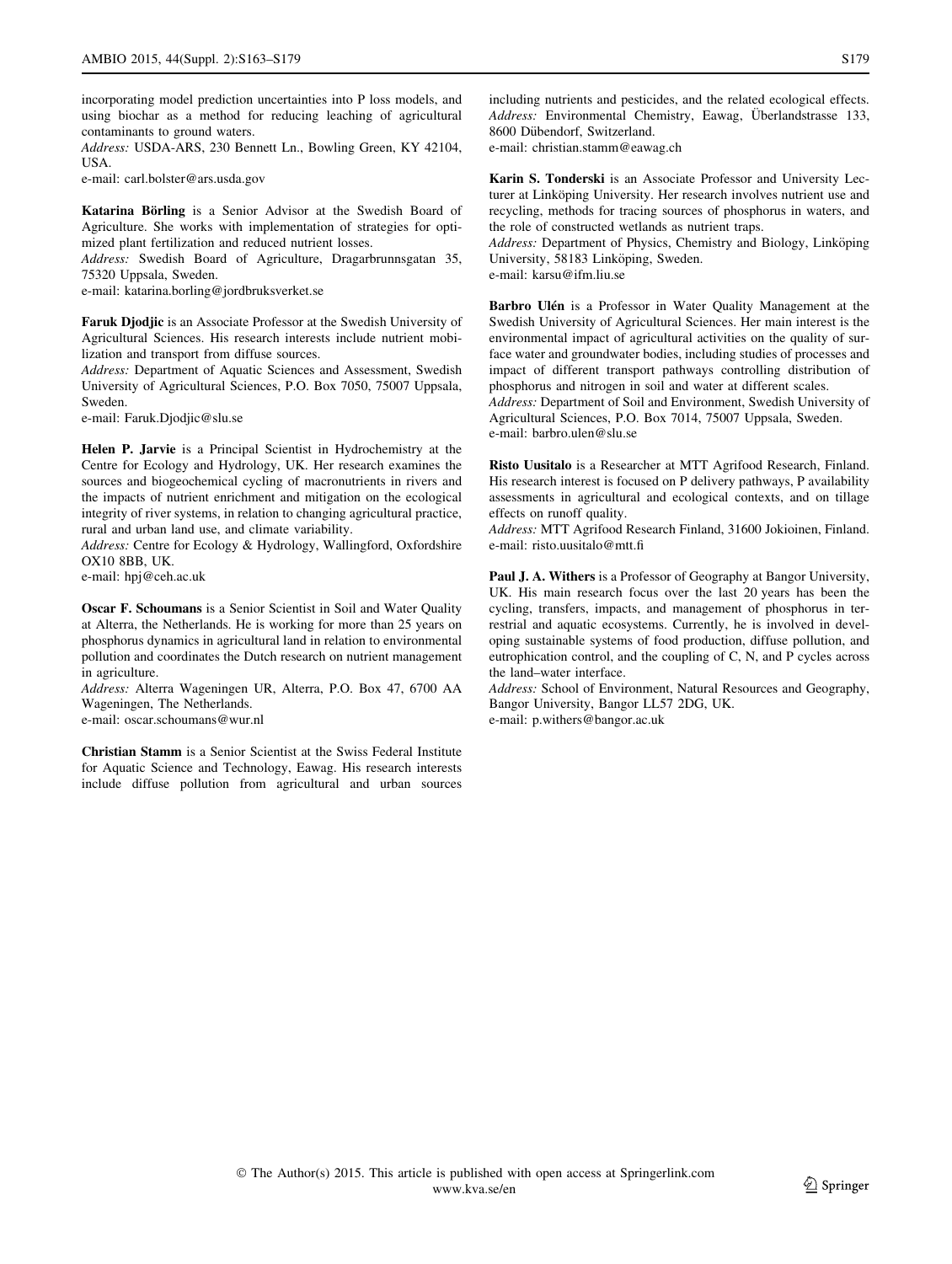incorporating model prediction uncertainties into P loss models, and using biochar as a method for reducing leaching of agricultural contaminants to ground waters.

*Address:* USDA-ARS, 230 Bennett Ln., Bowling Green, KY 42104, USA.

e-mail: carl.bolster@ars.usda.gov

**Katarina Börling** is a Senior Advisor at the Swedish Board of Agriculture. She works with implementation of strategies for optimized plant fertilization and reduced nutrient losses.

*Address:* Swedish Board of Agriculture, Dragarbrunnsgatan 35, 75320 Uppsala, Sweden.

e-mail: katarina.borling@jordbruksverket.se

**Faruk Djodjic** is an Associate Professor at the Swedish University of Agricultural Sciences. His research interests include nutrient mobilization and transport from diffuse sources.

*Address:* Department of Aquatic Sciences and Assessment, Swedish University of Agricultural Sciences, P.O. Box 7050, 75007 Uppsala, Sweden.

e-mail: Faruk.Djodjic@slu.se

**Helen P. Jarvie** is a Principal Scientist in Hydrochemistry at the Centre for Ecology and Hydrology, UK. Her research examines the sources and biogeochemical cycling of macronutrients in rivers and the impacts of nutrient enrichment and mitigation on the ecological integrity of river systems, in relation to changing agricultural practice, rural and urban land use, and climate variability.

*Address:* Centre for Ecology & Hydrology, Wallingford, Oxfordshire OX10 8BB, UK.

e-mail: hpj@ceh.ac.uk

**Oscar F. Schoumans** is a Senior Scientist in Soil and Water Quality at Alterra, the Netherlands. He is working for more than 25 years on phosphorus dynamics in agricultural land in relation to environmental pollution and coordinates the Dutch research on nutrient management in agriculture.

*Address:* Alterra Wageningen UR, Alterra, P.O. Box 47, 6700 AA Wageningen, The Netherlands.

e-mail: oscar.schoumans@wur.nl

**Christian Stamm** is a Senior Scientist at the Swiss Federal Institute for Aquatic Science and Technology, Eawag. His research interests include diffuse pollution from agricultural and urban sources including nutrients and pesticides, and the related ecological effects.

*Address:* Environmental Chemistry, Eawag, Überlandstrasse 133, 8600 Dübendorf, Switzerland.

e-mail: christian.stamm@eawag.ch

**Karin S. Tonderski** is an Associate Professor and University Lecturer at Linköping University. Her research involves nutrient use and recycling, methods for tracing sources of phosphorus in waters, and the role of constructed wetlands as nutrient traps.

*Address:* Department of Physics, Chemistry and Biology, Linköping University, 58183 Linköping, Sweden.

e-mail: karsu@ifm.liu.se

**Barbro Ulén** is a Professor in Water Quality Management at the Swedish University of Agricultural Sciences. Her main interest is the environmental impact of agricultural activities on the quality of surface water and groundwater bodies, including studies of processes and impact of different transport pathways controlling distribution of phosphorus and nitrogen in soil and water at different scales.

*Address:* Department of Soil and Environment, Swedish University of Agricultural Sciences, P.O. Box 7014, 75007 Uppsala, Sweden.

e-mail: barbro.ulen@slu.se

**Risto Uusitalo** is a Researcher at MTT Agrifood Research, Finland. His research interest is focused on P delivery pathways, P availability assessments in agricultural and ecological contexts, and on tillage effects on runoff quality.

*Address:* MTT Agrifood Research Finland, 31600 Jokioinen, Finland.

e-mail: risto.uusitalo@mtt.fi

**Paul J. A. Withers** is a Professor of Geography at Bangor University, UK. His main research focus over the last 20 years has been the cycling, transfers, impacts, and management of phosphorus in terrestrial and aquatic ecosystems. Currently, he is involved in developing sustainable systems of food production, diffuse pollution, and eutrophication control, and the coupling of C, N, and P cycles across the land–water interface.

*Address:* School of Environment, Natural Resources and Geography, Bangor University, Bangor LL57 2DG, UK.

e-mail: p.withers@bangor.ac.uk

© The Author(s) 2015. This article is published with open access at Springerlink.com
www.kva.se/en